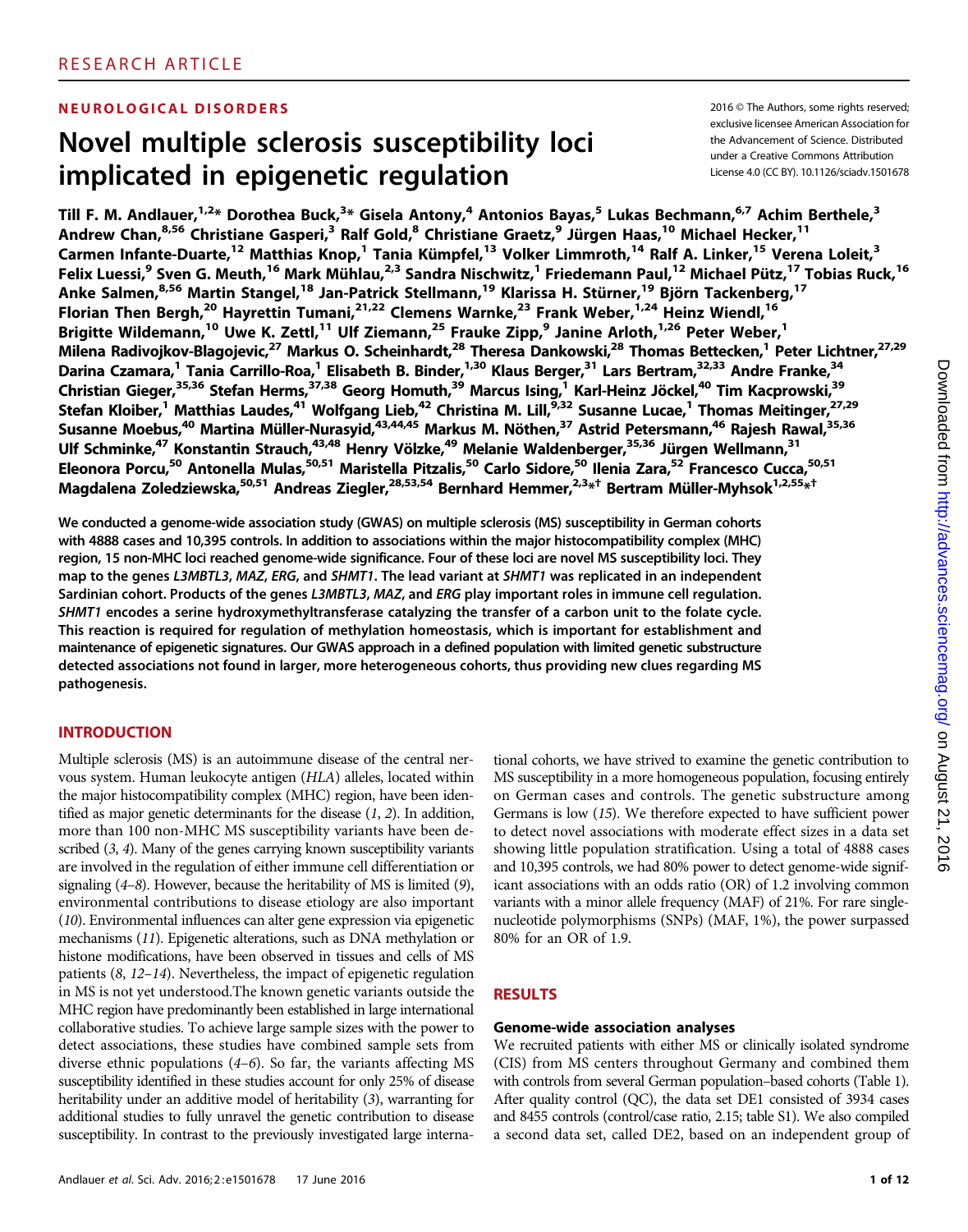RESEARCH ARTICLE

NEUROLOGICAL DISORDERS

# Novel multiple sclerosis susceptibility loci implicated in epigenetic regulation

2016 © The Authors, some rights reserved; exclusive licensee American Association for the Advancement of Science. Distributed under a Creative Commons Attribution License 4.0 (CC BY). 10.1126/sciadv.1501678

Till F. M. Andlauer,[1,2]* Dorothea Buck,[3]* Gisela Antony,[4] Antonios Bayas,[5] Lukas Bechmann,[6,7] Achim Berthele,[3] Andrew Chan,[8,56] Christiane Gasperi,[3] Ralf Gold,[8] Christiane Graetz,[9] Jürgen Haas,[10] Michael Hecker,[11] Carmen Infante-Duarte,[12] Matthias Knop,[1] Tania Kümpfel,[13] Volker Limmroth,[14] Ralf A. Linker,[15] Verena Loleit,[3] Felix Luessi,[9] Sven G. Meuth,[16] Mark Mühlau,[2,3] Sandra Nischwitz,[1] Friedemann Paul,[12] Michael Pütz,[17] Tobias Ruck,[16] Anke Salmen,[8,56] Martin Stangel,[18] Jan-Patrick Stellmann,[19] Klarissa H. Stürner,[19] Björn Tackenberg,[17] Florian Then Bergh,[20] Hayrettin Tumani,[21,22] Clemens Warnke,[23] Frank Weber,[1,24] Heinz Wiendl,[16] Brigitte Wildemann,[10] Uwe K. Zettl,[11] Ulf Ziemann,[25] Frauke Zipp,[9] Janine Arloth,[1,26] Peter Weber,[1] Milena Radivojkov-Blagojevic,[27] Markus O. Scheinhardt,[28] Theresa Dankowski,[28] Thomas Bettecken,[1] Peter Lichtner,[27,29] Darina Czamara,[1] Tania Carrillo-Roa,[1] Elisabeth B. Binder,[1,30] Klaus Berger,[31] Lars Bertram,[32,33] Andre Franke,[34] Christian Gieger,[35,36] Stefan Herms,[37,38] Georg Homuth,[39] Marcus Ising,[1] Karl-Heinz Jöckel,[40] Tim Kacprowski,[39] Stefan Kloiber,[1] Matthias Laudes,[41] Wolfgang Lieb,[42] Christina M. Lill,[9,32] Susanne Lucae,[1] Thomas Meitinger,[27,29] Susanne Moebus,[40] Martina Müller-Nurasyid,[43,44,45] Markus M. Nöthen,[37] Astrid Petersmann,[46] Rajesh Rawal,[35,36] Ulf Schminke,[47] Konstantin Strauch,[43,48] Henry Völzke,[49] Melanie Waldenberger,[35,36] Jürgen Wellmann,[31] Eleonora Porcu,[50] Antonella Mulas,[50,51] Maristella Pitzalis,[50] Carlo Sidore,[50] Ilenia Zara,[52] Francesco Cucca,[50,51] Magdalena Zoledziewska,[50,51] Andreas Ziegler,[28,53,54] Bernhard Hemmer,[2,3]*† Bertram Müller-Myhsok[1,2,55]*†

**We conducted a genome-wide association study (GWAS) on multiple sclerosis (MS) susceptibility in German cohorts with 4888 cases and 10,395 controls. In addition to associations within the major histocompatibility complex (MHC) region, 15 non-MHC loci reached genome-wide significance. Four of these loci are novel MS susceptibility loci. They map to the genes *L3MBTL3*, *MAZ*, *ERG*, and *SHMT1*. The lead variant at *SHMT1* was replicated in an independent Sardinian cohort. Products of the genes *L3MBTL3*, *MAZ*, and *ERG* play important roles in immune cell regulation. *SHMT1* encodes a serine hydroxymethyltransferase catalyzing the transfer of a carbon unit to the folate cycle. This reaction is required for regulation of methylation homeostasis, which is important for establishment and maintenance of epigenetic signatures. Our GWAS approach in a defined population with limited genetic substructure detected associations not found in larger, more heterogeneous cohorts, thus providing new clues regarding MS pathogenesis.**

## INTRODUCTION

Multiple sclerosis (MS) is an autoimmune disease of the central nervous system. Human leukocyte antigen (*HLA*) alleles, located within the major histocompatibility complex (MHC) region, have been identified as major genetic determinants for the disease (*1*, *2*). In addition, more than 100 non-MHC MS susceptibility variants have been described (*3*, *4*). Many of the genes carrying known susceptibility variants are involved in the regulation of either immune cell differentiation or signaling (*4*–*8*). However, because the heritability of MS is limited (*9*), environmental contributions to disease etiology are also important (*10*). Environmental influences can alter gene expression via epigenetic mechanisms (*11*). Epigenetic alterations, such as DNA methylation or histone modifications, have been observed in tissues and cells of MS patients (*8*, *12*–*14*). Nevertheless, the impact of epigenetic regulation in MS is not yet understood.The known genetic variants outside the MHC region have predominantly been established in large international collaborative studies. To achieve large sample sizes with the power to detect associations, these studies have combined sample sets from diverse ethnic populations (*4*–*6*). So far, the variants affecting MS susceptibility identified in these studies account for only 25% of disease heritability under an additive model of heritability (*3*), warranting for additional studies to fully unravel the genetic contribution to disease susceptibility. In contrast to the previously investigated large international cohorts, we have strived to examine the genetic contribution to MS susceptibility in a more homogeneous population, focusing entirely on German cases and controls. The genetic substructure among Germans is low (*15*). We therefore expected to have sufficient power to detect novel associations with moderate effect sizes in a data set showing little population stratification. Using a total of 4888 cases and 10,395 controls, we had 80% power to detect genome-wide significant associations with an odds ratio (OR) of 1.2 involving common variants with a minor allele frequency (MAF) of 21%. For rare single-nucleotide polymorphisms (SNPs) (MAF, 1%), the power surpassed 80% for an OR of 1.9.

## RESULTS

### Genome-wide association analyses

We recruited patients with either MS or clinically isolated syndrome (CIS) from MS centers throughout Germany and combined them with controls from several German population–based cohorts (Table 1). After quality control (QC), the data set DE1 consisted of 3934 cases and 8455 controls (control/case ratio, 2.15; table S1). We also compiled a second data set, called DE2, based on an independent group of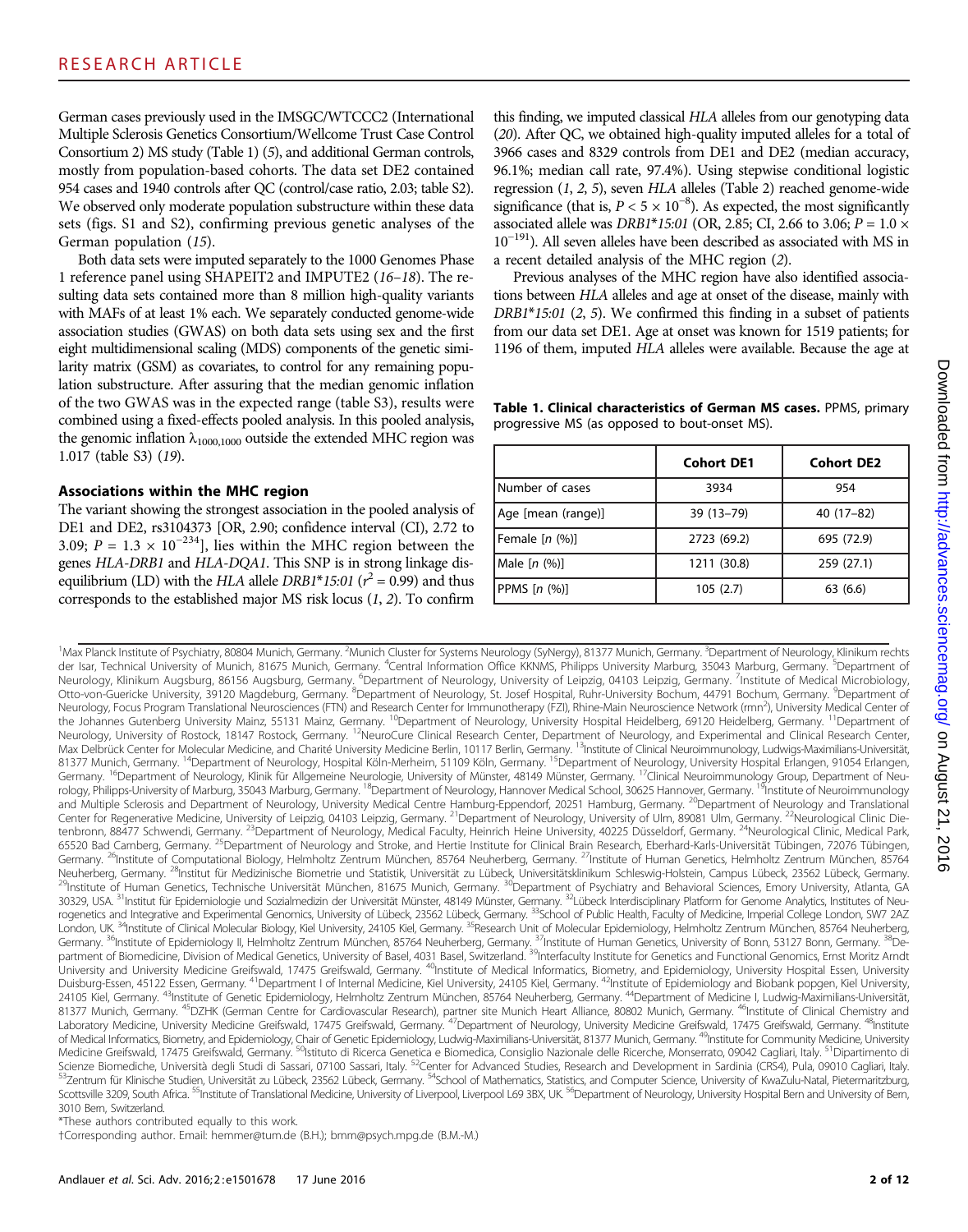German cases previously used in the IMSGC/WTCCC2 (International Multiple Sclerosis Genetics Consortium/Wellcome Trust Case Control Consortium 2) MS study (Table 1) (5), and additional German controls, mostly from population-based cohorts. The data set DE2 contained 954 cases and 1940 controls after QC (control/case ratio, 2.03; table S2). We observed only moderate population substructure within these data sets (figs. S1 and S2), confirming previous genetic analyses of the German population (15).

Both data sets were imputed separately to the 1000 Genomes Phase 1 reference panel using SHAPEIT2 and IMPUTE2 (16–18). The resulting data sets contained more than 8 million high-quality variants with MAFs of at least 1% each. We separately conducted genome-wide association studies (GWAS) on both data sets using sex and the first eight multidimensional scaling (MDS) components of the genetic similarity matrix (GSM) as covariates, to control for any remaining population substructure. After assuring that the median genomic inflation of the two GWAS was in the expected range (table S3), results were combined using a fixed-effects pooled analysis. In this pooled analysis, the genomic inflation $\lambda_{1000,1000}$ outside the extended MHC region was 1.017 (table S3) (19).

### Associations within the MHC region

The variant showing the strongest association in the pooled analysis of DE1 and DE2, rs3104373 [OR, 2.90; confidence interval (CI), 2.72 to 3.09; $P = 1.3 \times 10^{-234}$], lies within the MHC region between the genes *HLA-DRB1* and *HLA-DQA1*. This SNP is in strong linkage disequilibrium (LD) with the *HLA* allele *DRB1\*15:01* ($r^2 = 0.99$) and thus corresponds to the established major MS risk locus (1, 2). To confirm this finding, we imputed classical *HLA* alleles from our genotyping data (20). After QC, we obtained high-quality imputed alleles for a total of 3966 cases and 8329 controls from DE1 and DE2 (median accuracy, 96.1%; median call rate, 97.4%). Using stepwise conditional logistic regression (1, 2, 5), seven *HLA* alleles (Table 2) reached genome-wide significance (that is, $P < 5 \times 10^{-8}$). As expected, the most significantly associated allele was *DRB1\*15:01* (OR, 2.85; CI, 2.66 to 3.06; $P = 1.0 \times 10^{-191}$). All seven alleles have been described as associated with MS in a recent detailed analysis of the MHC region (2).

Previous analyses of the MHC region have also identified associations between *HLA* alleles and age at onset of the disease, mainly with *DRB1\*15:01* (2, 5). We confirmed this finding in a subset of patients from our data set DE1. Age at onset was known for 1519 patients; for 1196 of them, imputed *HLA* alleles were available. Because the age at

**Table 1. Clinical characteristics of German MS cases.** PPMS, primary progressive MS (as opposed to bout-onset MS).

| | Cohort DE1 | Cohort DE2 |
|---|---|---|
| Number of cases | 3934 | 954 |
| Age [mean (range)] | 39 (13–79) | 40 (17–82) |
| Female [*n* (%)] | 2723 (69.2) | 695 (72.9) |
| Male [*n* (%)] | 1211 (30.8) | 259 (27.1) |
| PPMS [*n* (%)] | 105 (2.7) | 63 (6.6) |

[1]Max Planck Institute of Psychiatry, 80804 Munich, Germany. [2]Munich Cluster for Systems Neurology (SyNergy), 81377 Munich, Germany. [3]Department of Neurology, Klinikum rechts der Isar, Technical University of Munich, 81675 Munich, Germany. [4]Central Information Office KKNMS, Philipps University Marburg, 35043 Marburg, Germany. [5]Department of Neurology, Klinikum Augsburg, 86156 Augsburg, Germany. [6]Department of Neurology, University of Leipzig, 04103 Leipzig, Germany. [7]Institute of Medical Microbiology, Otto-von-Guericke University, 39120 Magdeburg, Germany. [8]Department of Neurology, St. Josef Hospital, Ruhr-University Bochum, 44791 Bochum, Germany. [9]Department of Neurology, Focus Program Translational Neurosciences (FTN) and Research Center for Immunotherapy (FZI), Rhine-Main Neuroscience Network (rmn²), University Medical Center of the Johannes Gutenberg University Mainz, 55131 Mainz, Germany. [10]Department of Neurology, University Hospital Heidelberg, 69120 Heidelberg, Germany. [11]Department of Neurology, University of Rostock, 18147 Rostock, Germany. [12]NeuroCure Clinical Research Center, Department of Neurology, and Experimental and Clinical Research Center, Max Delbrück Center for Molecular Medicine, and Charité University Medicine Berlin, 10117 Berlin, Germany. [13]Institute of Clinical Neuroimmunology, Ludwigs-Maximilians-Universität, 81377 Munich, Germany. [14]Department of Neurology, Hospital Köln-Merheim, 51109 Köln, Germany. [15]Department of Neurology, University Hospital Erlangen, 91054 Erlangen, Germany. [16]Department of Neurology, Klinik für Allgemeine Neurologie, University of Münster, 48149 Münster, Germany. [17]Clinical Neuroimmunology Group, Department of Neurology, Philipps-University of Marburg, 35043 Marburg, Germany. [18]Department of Neurology, Hannover Medical School, 30625 Hannover, Germany. [19]Institute of Neuroimmunology and Multiple Sclerosis and Department of Neurology, University Medical Centre Hamburg-Eppendorf, 20251 Hamburg, Germany. [20]Department of Neurology and Translational Center for Regenerative Medicine, University of Leipzig, 04103 Leipzig, Germany. [21]Department of Neurology, University of Ulm, 89081 Ulm, Germany. [22]Neurological Clinic Dietenbronn, 88477 Schwendi, Germany. [23]Department of Neurology, Medical Faculty, Heinrich Heine University, 40225 Düsseldorf, Germany. [24]Neurological Clinic, Medical Park, 65520 Bad Camberg, Germany. [25]Department of Neurology and Stroke, and Hertie Institute for Clinical Brain Research, Eberhard-Karls-Universität Tübingen, 72076 Tübingen, Germany. [26]Institute of Computational Biology, Helmholtz Zentrum München, 85764 Neuherberg, Germany. [27]Institute of Human Genetics, Helmholtz Zentrum München, 85764 Neuherberg, Germany. [28]Institut für Medizinische Biometrie und Statistik, Universität zu Lübeck, Universitätsklinikum Schleswig-Holstein, Campus Lübeck, 23562 Lübeck, Germany. [29]Institute of Human Genetics, Technische Universität München, 81675 Munich, Germany. [30]Department of Psychiatry and Behavioral Sciences, Emory University, Atlanta, GA 30329, USA. [31]Institut für Epidemiologie und Sozialmedizin der Universität Münster, 48149 Münster, Germany. [32]Lübeck Interdisciplinary Platform for Genome Analytics, Institutes of Neurogenetics and Integrative and Experimental Genomics, University of Lübeck, 23562 Lübeck, Germany. [33]School of Public Health, Faculty of Medicine, Imperial College London, SW7 2AZ London, UK. [34]Institute of Clinical Molecular Biology, Kiel University, 24105 Kiel, Germany. [35]Research Unit of Molecular Epidemiology, Helmholtz Zentrum München, 85764 Neuherberg, Germany. [36]Institute of Epidemiology II, Helmholtz Zentrum München, 85764 Neuherberg, Germany. [37]Institute of Human Genetics, University of Bonn, 53127 Bonn, Germany. [38]Department of Biomedicine, Division of Medical Genetics, University of Basel, 4031 Basel, Switzerland. [39]Interfaculty Institute for Genetics and Functional Genomics, Ernst Moritz Arndt University and University Medicine Greifswald, 17475 Greifswald, Germany. [40]Institute of Medical Informatics, Biometry, and Epidemiology, University Hospital Essen, University Duisburg-Essen, 45122 Essen, Germany. [41]Department I of Internal Medicine, Kiel University, 24105 Kiel, Germany. [42]Institute of Epidemiology and Biobank popgen, Kiel University, 24105 Kiel, Germany. [43]Institute of Genetic Epidemiology, Helmholtz Zentrum München, 85764 Neuherberg, Germany. [44]Department of Medicine I, Ludwig-Maximilians-Universität, 81377 Munich, Germany. [45]DZHK (German Centre for Cardiovascular Research), partner site Munich Heart Alliance, 80802 Munich, Germany. [46]Institute of Clinical Chemistry and Laboratory Medicine, University Medicine Greifswald, 17475 Greifswald, Germany. [47]Department of Neurology, University Medicine Greifswald, 17475 Greifswald, Germany. [48]Institute of Medical Informatics, Biometry, and Epidemiology, Chair of Genetic Epidemiology, Ludwig-Maximilians-Universität, 81377 Munich, Germany. [49]Institute for Community Medicine, University Medicine Greifswald, 17475 Greifswald, Germany. [50]Istituto di Ricerca Genetica e Biomedica, Consiglio Nazionale delle Ricerche, Monserrato, 09042 Cagliari, Italy. [51]Dipartimento di Scienze Biomediche, Università degli Studi di Sassari, 07100 Sassari, Italy. [52]Center for Advanced Studies, Research and Development in Sardinia (CRS4), Pula, 09010 Cagliari, Italy. [53]Zentrum für Klinische Studien, Universität zu Lübeck, 23562 Lübeck, Germany. [54]School of Mathematics, Statistics, and Computer Science, University of KwaZulu-Natal, Pietermaritzburg, Scottsville 3209, South Africa. [55]Institute of Translational Medicine, University of Liverpool, Liverpool L69 3BX, UK. [56]Department of Neurology, University Hospital Bern and University of Bern, 3010 Bern, Switzerland.

*These authors contributed equally to this work.

†Corresponding author. Email: hemmer@tum.de (B.H.); bmm@psych.mpg.de (B.M.-M.)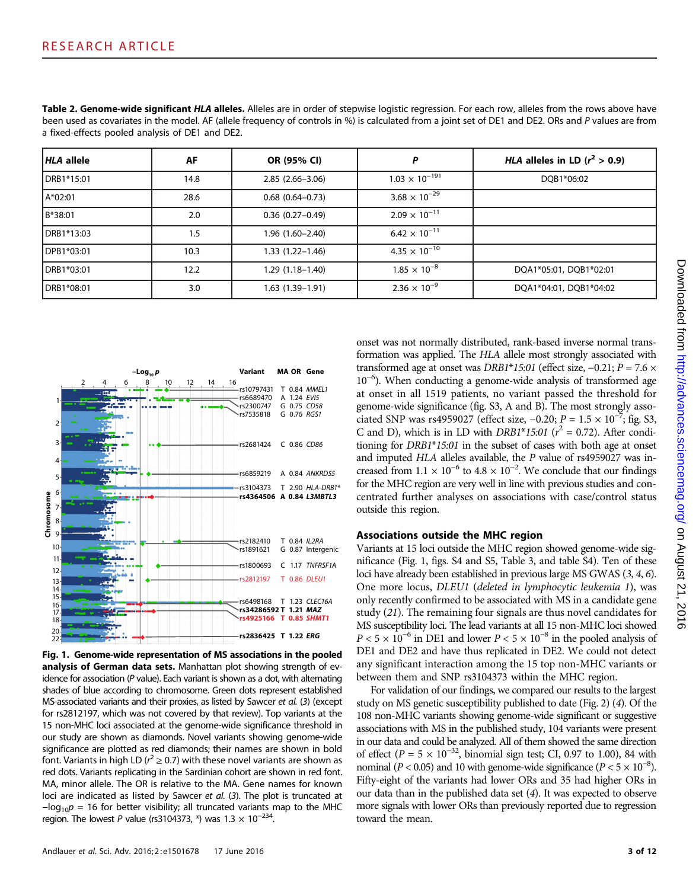**Table 2. Genome-wide significant *HLA* alleles.** Alleles are in order of stepwise logistic regression. For each row, alleles from the rows above have been used as covariates in the model. AF (allele frequency of controls in %) is calculated from a joint set of DE1 and DE2. ORs and *P* values are from a fixed-effects pooled analysis of DE1 and DE2.

| *HLA* allele | AF | OR (95% CI) | *P* | *HLA* alleles in LD ($r^2$ > 0.9) |
|---|---|---|---|---|
| DRB1*15:01 | 14.8 | 2.85 (2.66–3.06) | $1.03 \times 10^{-191}$ | DQB1*06:02 |
| A*02:01 | 28.6 | 0.68 (0.64–0.73) | $3.68 \times 10^{-29}$ | |
| B*38:01 | 2.0 | 0.36 (0.27–0.49) | $2.09 \times 10^{-11}$ | |
| DRB1*13:03 | 1.5 | 1.96 (1.60–2.40) | $6.42 \times 10^{-11}$ | |
| DPB1*03:01 | 10.3 | 1.33 (1.22–1.46) | $4.35 \times 10^{-10}$ | |
| DRB1*03:01 | 12.2 | 1.29 (1.18–1.40) | $1.85 \times 10^{-8}$ | DQA1*05:01, DQB1*02:01 |
| DRB1*08:01 | 3.0 | 1.63 (1.39–1.91) | $2.36 \times 10^{-9}$ | DQA1*04:01, DQB1*04:02 |

**Fig. 1. Genome-wide representation of MS associations in the pooled analysis of German data sets.** Manhattan plot showing strength of evidence for association (*P* value). Each variant is shown as a dot, with alternating shades of blue according to chromosome. Green dots represent established MS-associated variants and their proxies, as listed by Sawcer *et al.* (*3*) (except for rs2812197, which was not covered by that review). Top variants at the 15 non-MHC loci associated at the genome-wide significance threshold in our study are shown as diamonds. Novel variants showing genome-wide significance are plotted as red diamonds; their names are shown in bold font. Variants in high LD ($r^2 \geq 0.7$) with these novel variants are shown as red dots. Variants replicating in the Sardinian cohort are shown in red font. MA, minor allele. The OR is relative to the MA. Gene names for known loci are indicated as listed by Sawcer *et al.* (*3*). The plot is truncated at $-\log_{10}p = 16$ for better visibility; all truncated variants map to the MHC region. The lowest *P* value (rs3104373, *) was $1.3 \times 10^{-234}$.

onset was not normally distributed, rank-based inverse normal transformation was applied. The *HLA* allele most strongly associated with transformed age at onset was *DRB1*15:01* (effect size, −0.21; $P = 7.6 \times 10^{-6}$). When conducting a genome-wide analysis of transformed age at onset in all 1519 patients, no variant passed the threshold for genome-wide significance (fig. S3, A and B). The most strongly associated SNP was rs4959027 (effect size, −0.20; $P = 1.5 \times 10^{-7}$; fig. S3, C and D), which is in LD with *DRB1*15:01* ($r^2 = 0.72$). After conditioning for *DRB1*15:01* in the subset of cases with both age at onset and imputed *HLA* alleles available, the *P* value of rs4959027 was increased from $1.1 \times 10^{-6}$ to $4.8 \times 10^{-2}$. We conclude that our findings for the MHC region are very well in line with previous studies and concentrated further analyses on associations with case/control status outside this region.

### Associations outside the MHC region

Variants at 15 loci outside the MHC region showed genome-wide significance (Fig. 1, figs. S4 and S5, Table 3, and table S4). Ten of these loci have already been established in previous large MS GWAS (*3*, *4*, *6*). One more locus, *DLEU1* (*deleted in lymphocytic leukemia 1*), was only recently confirmed to be associated with MS in a candidate gene study (*21*). The remaining four signals are thus novel candidates for MS susceptibility loci. The lead variants at all 15 non-MHC loci showed $P < 5 \times 10^{-6}$ in DE1 and lower $P < 5 \times 10^{-8}$ in the pooled analysis of DE1 and DE2 and have thus replicated in DE2. We could not detect any significant interaction among the 15 top non-MHC variants or between them and SNP rs3104373 within the MHC region.

For validation of our findings, we compared our results to the largest study on MS genetic susceptibility published to date (Fig. 2) (*4*). Of the 108 non-MHC variants showing genome-wide significant or suggestive associations with MS in the published study, 104 variants were present in our data and could be analyzed. All of them showed the same direction of effect ($P = 5 \times 10^{-32}$, binomial sign test; CI, 0.97 to 1.00), 84 with nominal ($P < 0.05$) and 10 with genome-wide significance ($P < 5 \times 10^{-8}$). Fifty-eight of the variants had lower ORs and 35 had higher ORs in our data than in the published data set (*4*). It was expected to observe more signals with lower ORs than previously reported due to regression toward the mean.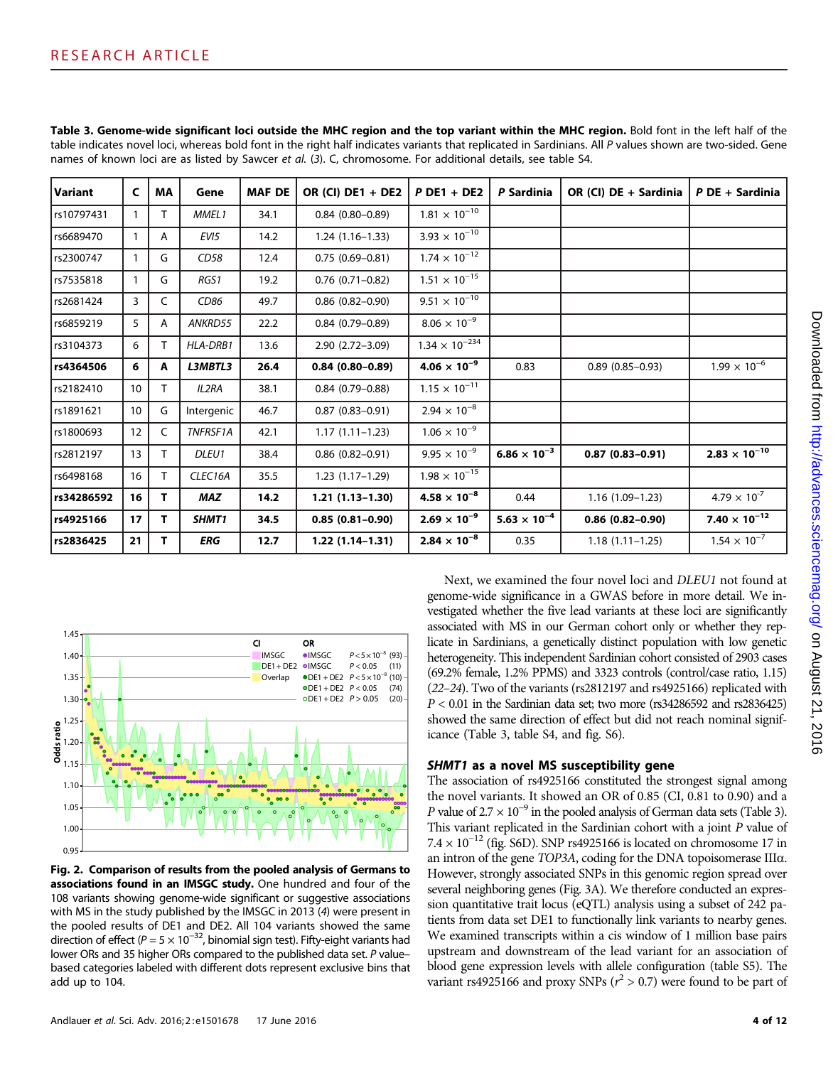**Table 3. Genome-wide significant loci outside the MHC region and the top variant within the MHC region.** Bold font in the left half of the table indicates novel loci, whereas bold font in the right half indicates variants that replicated in Sardinians. All *P* values shown are two-sided. Gene names of known loci are as listed by Sawcer *et al.* (3). C, chromosome. For additional details, see table S4.

| Variant | C | MA | Gene | MAF DE | OR (CI) DE1 + DE2 | P DE1 + DE2 | P Sardinia | OR (CI) DE + Sardinia | P DE + Sardinia |
|---|---|---|---|---|---|---|---|---|---|
| rs10797431 | 1 | T | *MMEL1* | 34.1 | 0.84 (0.80–0.89) | $1.81 \times 10^{-10}$ | | | |
| rs6689470 | 1 | A | *EVI5* | 14.2 | 1.24 (1.16–1.33) | $3.93 \times 10^{-10}$ | | | |
| rs2300747 | 1 | G | *CD58* | 12.4 | 0.75 (0.69–0.81) | $1.74 \times 10^{-12}$ | | | |
| rs7535818 | 1 | G | *RGS1* | 19.2 | 0.76 (0.71–0.82) | $1.51 \times 10^{-15}$ | | | |
| rs2681424 | 3 | C | *CD86* | 49.7 | 0.86 (0.82–0.90) | $9.51 \times 10^{-10}$ | | | |
| rs6859219 | 5 | A | *ANKRD55* | 22.2 | 0.84 (0.79–0.89) | $8.06 \times 10^{-9}$ | | | |
| rs3104373 | 6 | T | *HLA-DRB1* | 13.6 | 2.90 (2.72–3.09) | $1.34 \times 10^{-234}$ | | | |
| **rs4364506** | **6** | **A** | ***L3MBTL3*** | **26.4** | **0.84 (0.80–0.89)** | $\mathbf{4.06 \times 10^{-9}}$ | 0.83 | 0.89 (0.85–0.93) | $1.99 \times 10^{-6}$ |
| rs2182410 | 10 | T | *IL2RA* | 38.1 | 0.84 (0.79–0.88) | $1.15 \times 10^{-11}$ | | | |
| rs1891621 | 10 | G | Intergenic | 46.7 | 0.87 (0.83–0.91) | $2.94 \times 10^{-8}$ | | | |
| rs1800693 | 12 | C | *TNFRSF1A* | 42.1 | 1.17 (1.11–1.23) | $1.06 \times 10^{-9}$ | | | |
| rs2812197 | 13 | T | *DLEU1* | 38.4 | 0.86 (0.82–0.91) | $9.95 \times 10^{-9}$ | $\mathbf{6.86 \times 10^{-3}}$ | **0.87 (0.83–0.91)** | $\mathbf{2.83 \times 10^{-10}}$ |
| rs6498168 | 16 | T | *CLEC16A* | 35.5 | 1.23 (1.17–1.29) | $1.98 \times 10^{-15}$ | | | |
| **rs34286592** | **16** | **T** | ***MAZ*** | **14.2** | **1.21 (1.13–1.30)** | $\mathbf{4.58 \times 10^{-8}}$ | 0.44 | 1.16 (1.09–1.23) | $4.79 \times 10^{-7}$ |
| **rs4925166** | **17** | **T** | ***SHMT1*** | **34.5** | **0.85 (0.81–0.90)** | $\mathbf{2.69 \times 10^{-9}}$ | $\mathbf{5.63 \times 10^{-4}}$ | **0.86 (0.82–0.90)** | $\mathbf{7.40 \times 10^{-12}}$ |
| **rs2836425** | **21** | **T** | ***ERG*** | **12.7** | **1.22 (1.14–1.31)** | $\mathbf{2.84 \times 10^{-8}}$ | 0.35 | 1.18 (1.11–1.25) | $1.54 \times 10^{-7}$ |

**Fig. 2. Comparison of results from the pooled analysis of Germans to associations found in an IMSGC study.** One hundred and four of the 108 variants showing genome-wide significant or suggestive associations with MS in the study published by the IMSGC in 2013 (4) were present in the pooled results of DE1 and DE2. All 104 variants showed the same direction of effect ($P = 5 \times 10^{-32}$, binomial sign test). Fifty-eight variants had lower ORs and 35 higher ORs compared to the published data set. *P* value–based categories labeled with different dots represent exclusive bins that add up to 104.

Next, we examined the four novel loci and *DLEU1* not found at genome-wide significance in a GWAS before in more detail. We investigated whether the five lead variants at these loci are significantly associated with MS in our German cohort only or whether they replicate in Sardinians, a genetically distinct population with low genetic heterogeneity. This independent Sardinian cohort consisted of 2903 cases (69.2% female, 1.2% PPMS) and 3323 controls (control/case ratio, 1.15) (22–24). Two of the variants (rs2812197 and rs4925166) replicated with $P < 0.01$ in the Sardinian data set; two more (rs34286592 and rs2836425) showed the same direction of effect but did not reach nominal significance (Table 3, table S4, and fig. S6).

### *SHMT1* as a novel MS susceptibility gene

The association of rs4925166 constituted the strongest signal among the novel variants. It showed an OR of 0.85 (CI, 0.81 to 0.90) and a *P* value of $2.7 \times 10^{-9}$ in the pooled analysis of German data sets (Table 3). This variant replicated in the Sardinian cohort with a joint *P* value of $7.4 \times 10^{-12}$ (fig. S6D). SNP rs4925166 is located on chromosome 17 in an intron of the gene *TOP3A*, coding for the DNA topoisomerase IIIα. However, strongly associated SNPs in this genomic region spread over several neighboring genes (Fig. 3A). We therefore conducted an expression quantitative trait locus (eQTL) analysis using a subset of 242 patients from data set DE1 to functionally link variants to nearby genes. We examined transcripts within a cis window of 1 million base pairs upstream and downstream of the lead variant for an association of blood gene expression levels with allele configuration (table S5). The variant rs4925166 and proxy SNPs ($r^2 > 0.7$) were found to be part of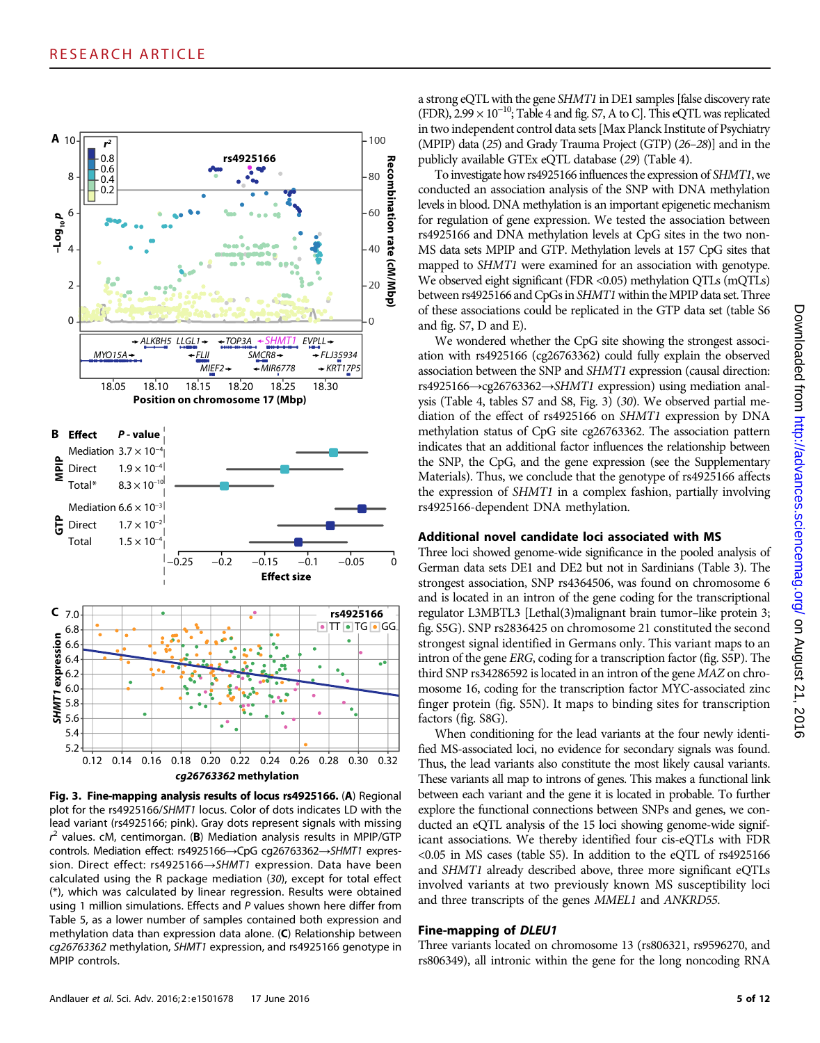Fig. 3. **Fine-mapping analysis results of locus rs4925166.** (**A**) Regional plot for the rs4925166/*SHMT1* locus. Color of dots indicates LD with the lead variant (rs4925166; pink). Gray dots represent signals with missing $r^2$ values. cM, centimorgan. (**B**) Mediation analysis results in MPIP/GTP controls. Mediation effect: rs4925166→CpG cg26763362→*SHMT1* expression. Direct effect: rs4925166→*SHMT1* expression. Data have been calculated using the R package mediation (*30*), except for total effect (*), which was calculated by linear regression. Results were obtained using 1 million simulations. Effects and *P* values shown here differ from Table 5, as a lower number of samples contained both expression and methylation data than expression data alone. (**C**) Relationship between *cg26763362* methylation, *SHMT1* expression, and rs4925166 genotype in MPIP controls.

a strong eQTL with the gene *SHMT1* in DE1 samples [false discovery rate (FDR), $2.99 \times 10^{-10}$; Table 4 and fig. S7, A to C]. This eQTL was replicated in two independent control data sets [Max Planck Institute of Psychiatry (MPIP) data (*25*) and Grady Trauma Project (GTP) (*26–28*)] and in the publicly available GTEx eQTL database (*29*) (Table 4).

To investigate how rs4925166 influences the expression of *SHMT1*, we conducted an association analysis of the SNP with DNA methylation levels in blood. DNA methylation is an important epigenetic mechanism for regulation of gene expression. We tested the association between rs4925166 and DNA methylation levels at CpG sites in the two non-MS data sets MPIP and GTP. Methylation levels at 157 CpG sites that mapped to *SHMT1* were examined for an association with genotype. We observed eight significant (FDR <0.05) methylation QTLs (mQTLs) between rs4925166 and CpGs in *SHMT1* within the MPIP data set. Three of these associations could be replicated in the GTP data set (table S6 and fig. S7, D and E).

We wondered whether the CpG site showing the strongest association with rs4925166 (cg26763362) could fully explain the observed association between the SNP and *SHMT1* expression (causal direction: rs4925166→cg26763362→*SHMT1* expression) using mediation analysis (Table 4, tables S7 and S8, Fig. 3) (*30*). We observed partial mediation of the effect of rs4925166 on *SHMT1* expression by DNA methylation status of CpG site cg26763362. The association pattern indicates that an additional factor influences the relationship between the SNP, the CpG, and the gene expression (see the Supplementary Materials). Thus, we conclude that the genotype of rs4925166 affects the expression of *SHMT1* in a complex fashion, partially involving rs4925166-dependent DNA methylation.

### Additional novel candidate loci associated with MS

Three loci showed genome-wide significance in the pooled analysis of German data sets DE1 and DE2 but not in Sardinians (Table 3). The strongest association, SNP rs4364506, was found on chromosome 6 and is located in an intron of the gene coding for the transcriptional regulator L3MBTL3 [Lethal(3)malignant brain tumor–like protein 3; fig. S5G). SNP rs2836425 on chromosome 21 constituted the second strongest signal identified in Germans only. This variant maps to an intron of the gene *ERG*, coding for a transcription factor (fig. S5P). The third SNP rs34286592 is located in an intron of the gene *MAZ* on chromosome 16, coding for the transcription factor MYC-associated zinc finger protein (fig. S5N). It maps to binding sites for transcription factors (fig. S8G).

When conditioning for the lead variants at the four newly identified MS-associated loci, no evidence for secondary signals was found. Thus, the lead variants also constitute the most likely causal variants. These variants all map to introns of genes. This makes a functional link between each variant and the gene it is located in probable. To further explore the functional connections between SNPs and genes, we conducted an eQTL analysis of the 15 loci showing genome-wide significant associations. We thereby identified four cis-eQTLs with FDR <0.05 in MS cases (table S5). In addition to the eQTL of rs4925166 and *SHMT1* already described above, three more significant eQTLs involved variants at two previously known MS susceptibility loci and three transcripts of the genes *MMEL1* and *ANKRD55*.

### Fine-mapping of *DLEU1*

Three variants located on chromosome 13 (rs806321, rs9596270, and rs806349), all intronic within the gene for the long noncoding RNA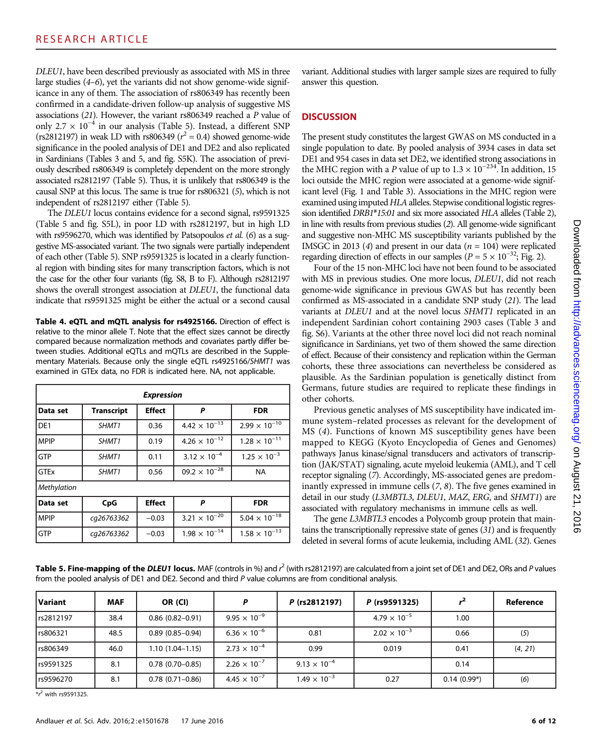*DLEU1*, have been described previously as associated with MS in three large studies (4–6), yet the variants did not show genome-wide significance in any of them. The association of rs806349 has recently been confirmed in a candidate-driven follow-up analysis of suggestive MS associations (21). However, the variant rs806349 reached a *P* value of only $2.7 \times 10^{-4}$ in our analysis (Table 5). Instead, a different SNP (rs2812197) in weak LD with rs806349 ($r^2 = 0.4$) showed genome-wide significance in the pooled analysis of DE1 and DE2 and also replicated in Sardinians (Tables 3 and 5, and fig. S5K). The association of previously described rs806349 is completely dependent on the more strongly associated rs2812197 (Table 5). Thus, it is unlikely that rs806349 is the causal SNP at this locus. The same is true for rs806321 (5), which is not independent of rs2812197 either (Table 5).

The *DLEU1* locus contains evidence for a second signal, rs9591325 (Table 5 and fig. S5L), in poor LD with rs2812197, but in high LD with rs9596270, which was identified by Patsopoulos *et al.* (6) as a suggestive MS-associated variant. The two signals were partially independent of each other (Table 5). SNP rs9591325 is located in a clearly functional region with binding sites for many transcription factors, which is not the case for the other four variants (fig. S8, B to F). Although rs2812197 shows the overall strongest association at *DLEU1*, the functional data indicate that rs9591325 might be either the actual or a second causal variant. Additional studies with larger sample sizes are required to fully answer this question.

**Table 4. eQTL and mQTL analysis for rs4925166.** Direction of effect is relative to the minor allele T. Note that the effect sizes cannot be directly compared because normalization methods and covariates partly differ between studies. Additional eQTLs and mQTLs are described in the Supplementary Materials. Because only the single eQTL rs4925166/*SHMT1* was examined in GTEx data, no FDR is indicated here. NA, not applicable.

| *Expression* | | | | |
|---|---|---|---|---|
| **Data set** | **Transcript** | **Effect** | ***P*** | **FDR** |
| DE1 | *SHMT1* | 0.36 | $4.42 \times 10^{-13}$ | $2.99 \times 10^{-10}$ |
| MPIP | *SHMT1* | 0.19 | $4.26 \times 10^{-12}$ | $1.28 \times 10^{-11}$ |
| GTP | *SHMT1* | 0.11 | $3.12 \times 10^{-4}$ | $1.25 \times 10^{-3}$ |
| GTEx | *SHMT1* | 0.56 | $09.2 \times 10^{-28}$ | NA |
| *Methylation* | | | | |
| **Data set** | **CpG** | **Effect** | ***P*** | **FDR** |
| MPIP | *cg26763362* | −0.03 | $3.21 \times 10^{-20}$ | $5.04 \times 10^{-18}$ |
| GTP | *cg26763362* | −0.03 | $1.98 \times 10^{-14}$ | $1.58 \times 10^{-13}$ |

## DISCUSSION

The present study constitutes the largest GWAS on MS conducted in a single population to date. By pooled analysis of 3934 cases in data set DE1 and 954 cases in data set DE2, we identified strong associations in the MHC region with a *P* value of up to $1.3 \times 10^{-234}$. In addition, 15 loci outside the MHC region were associated at a genome-wide significant level (Fig. 1 and Table 3). Associations in the MHC region were examined using imputed *HLA* alleles. Stepwise conditional logistic regression identified *DRB1\*15:01* and six more associated *HLA* alleles (Table 2), in line with results from previous studies (2). All genome-wide significant and suggestive non-MHC MS susceptibility variants published by the IMSGC in 2013 (4) and present in our data ($n = 104$) were replicated regarding direction of effects in our samples ($P = 5 \times 10^{-32}$; Fig. 2).

Four of the 15 non-MHC loci have not been found to be associated with MS in previous studies. One more locus, *DLEU1*, did not reach genome-wide significance in previous GWAS but has recently been confirmed as MS-associated in a candidate SNP study (21). The lead variants at *DLEU1* and at the novel locus *SHMT1* replicated in an independent Sardinian cohort containing 2903 cases (Table 3 and fig. S6). Variants at the other three novel loci did not reach nominal significance in Sardinians, yet two of them showed the same direction of effect. Because of their consistency and replication within the German cohorts, these three associations can nevertheless be considered as plausible. As the Sardinian population is genetically distinct from Germans, future studies are required to replicate these findings in other cohorts.

Previous genetic analyses of MS susceptibility have indicated immune system–related processes as relevant for the development of MS (4). Functions of known MS susceptibility genes have been mapped to KEGG (Kyoto Encyclopedia of Genes and Genomes) pathways Janus kinase/signal transducers and activators of transcription (JAK/STAT) signaling, acute myeloid leukemia (AML), and T cell receptor signaling (7). Accordingly, MS-associated genes are predominantly expressed in immune cells (7, 8). The five genes examined in detail in our study (*L3MBTL3*, *DLEU1*, *MAZ*, *ERG*, and *SHMT1*) are associated with regulatory mechanisms in immune cells as well.

The gene *L3MBTL3* encodes a Polycomb group protein that maintains the transcriptionally repressive state of genes (31) and is frequently deleted in several forms of acute leukemia, including AML (32). Genes

**Table 5. Fine-mapping of the *DLEU1* locus.** MAF (controls in %) and $r^2$ (with rs2812197) are calculated from a joint set of DE1 and DE2, ORs and *P* values from the pooled analysis of DE1 and DE2. Second and third *P* value columns are from conditional analysis.

| Variant | MAF | OR (CI) | *P* | *P* (rs2812197) | *P* (rs9591325) | $r^2$ | Reference |
|---|---|---|---|---|---|---|---|
| rs2812197 | 38.4 | 0.86 (0.82–0.91) | $9.95 \times 10^{-9}$ | | $4.79 \times 10^{-5}$ | 1.00 | |
| rs806321 | 48.5 | 0.89 (0.85–0.94) | $6.36 \times 10^{-6}$ | 0.81 | $2.02 \times 10^{-3}$ | 0.66 | (5) |
| rs806349 | 46.0 | 1.10 (1.04–1.15) | $2.73 \times 10^{-4}$ | 0.99 | 0.019 | 0.41 | (4, 21) |
| rs9591325 | 8.1 | 0.78 (0.70–0.85) | $2.26 \times 10^{-7}$ | $9.13 \times 10^{-4}$ | | 0.14 | |
| rs9596270 | 8.1 | 0.78 (0.71–0.86) | $4.45 \times 10^{-7}$ | $1.49 \times 10^{-3}$ | 0.27 | 0.14 (0.99*) | (6) |

*$r^2$ with rs9591325.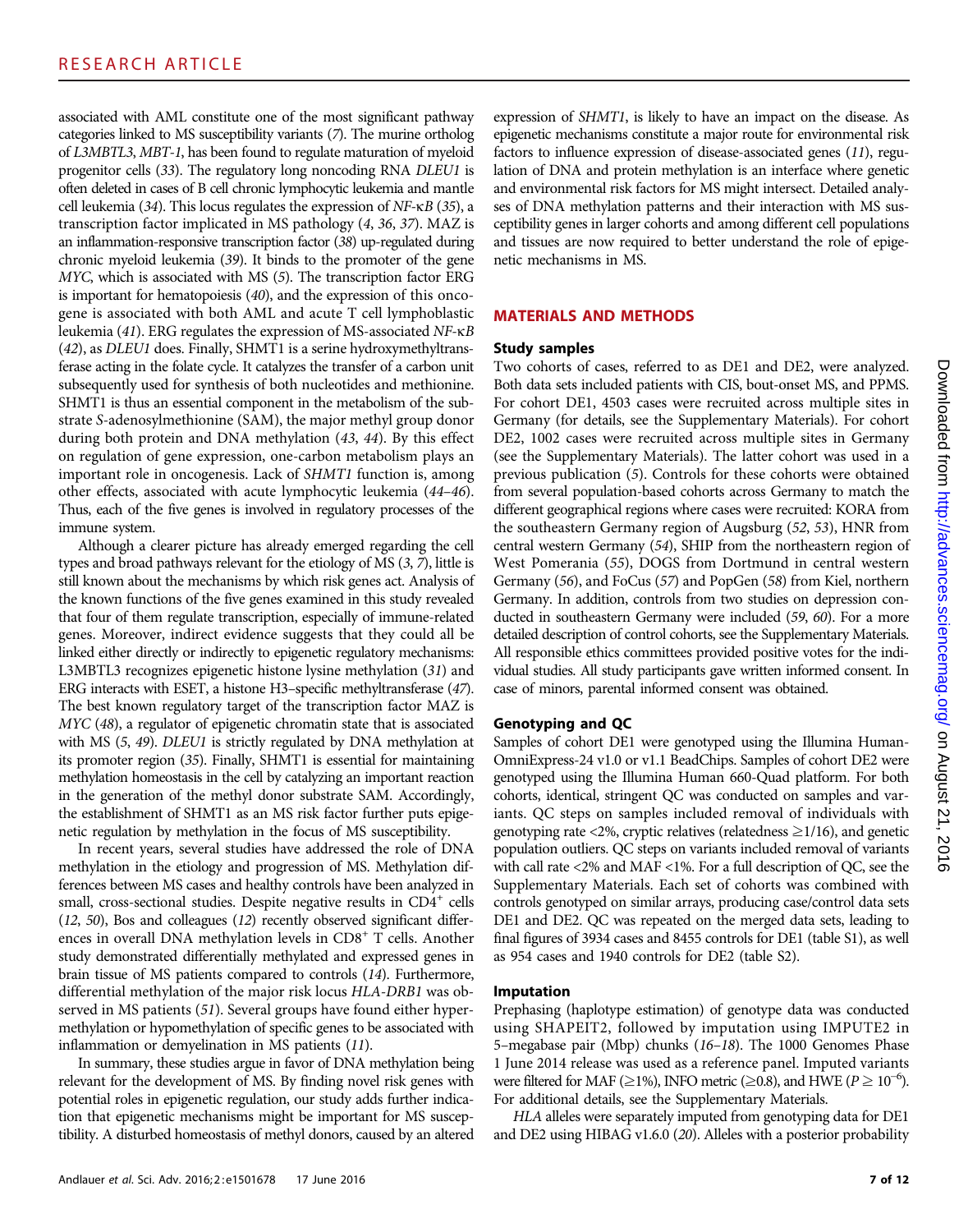associated with AML constitute one of the most significant pathway categories linked to MS susceptibility variants (7). The murine ortholog of *L3MBTL3*, *MBT-1*, has been found to regulate maturation of myeloid progenitor cells (33). The regulatory long noncoding RNA *DLEU1* is often deleted in cases of B cell chronic lymphocytic leukemia and mantle cell leukemia (34). This locus regulates the expression of *NF-κB* (35), a transcription factor implicated in MS pathology (4, 36, 37). MAZ is an inflammation-responsive transcription factor (38) up-regulated during chronic myeloid leukemia (39). It binds to the promoter of the gene *MYC*, which is associated with MS (5). The transcription factor ERG is important for hematopoiesis (40), and the expression of this oncogene is associated with both AML and acute T cell lymphoblastic leukemia (41). ERG regulates the expression of MS-associated *NF-κB* (42), as *DLEU1* does. Finally, SHMT1 is a serine hydroxymethyltransferase acting in the folate cycle. It catalyzes the transfer of a carbon unit subsequently used for synthesis of both nucleotides and methionine. SHMT1 is thus an essential component in the metabolism of the substrate *S*-adenosylmethionine (SAM), the major methyl group donor during both protein and DNA methylation (43, 44). By this effect on regulation of gene expression, one-carbon metabolism plays an important role in oncogenesis. Lack of *SHMT1* function is, among other effects, associated with acute lymphocytic leukemia (44–46). Thus, each of the five genes is involved in regulatory processes of the immune system.

Although a clearer picture has already emerged regarding the cell types and broad pathways relevant for the etiology of MS (3, 7), little is still known about the mechanisms by which risk genes act. Analysis of the known functions of the five genes examined in this study revealed that four of them regulate transcription, especially of immune-related genes. Moreover, indirect evidence suggests that they could all be linked either directly or indirectly to epigenetic regulatory mechanisms: L3MBTL3 recognizes epigenetic histone lysine methylation (31) and ERG interacts with ESET, a histone H3–specific methyltransferase (47). The best known regulatory target of the transcription factor MAZ is *MYC* (48), a regulator of epigenetic chromatin state that is associated with MS (5, 49). *DLEU1* is strictly regulated by DNA methylation at its promoter region (35). Finally, SHMT1 is essential for maintaining methylation homeostasis in the cell by catalyzing an important reaction in the generation of the methyl donor substrate SAM. Accordingly, the establishment of SHMT1 as an MS risk factor further puts epigenetic regulation by methylation in the focus of MS susceptibility.

In recent years, several studies have addressed the role of DNA methylation in the etiology and progression of MS. Methylation differences between MS cases and healthy controls have been analyzed in small, cross-sectional studies. Despite negative results in CD4$^+$ cells (12, 50), Bos and colleagues (12) recently observed significant differences in overall DNA methylation levels in CD8$^+$ T cells. Another study demonstrated differentially methylated and expressed genes in brain tissue of MS patients compared to controls (14). Furthermore, differential methylation of the major risk locus *HLA-DRB1* was observed in MS patients (51). Several groups have found either hypermethylation or hypomethylation of specific genes to be associated with inflammation or demyelination in MS patients (11).

In summary, these studies argue in favor of DNA methylation being relevant for the development of MS. By finding novel risk genes with potential roles in epigenetic regulation, our study adds further indication that epigenetic mechanisms might be important for MS susceptibility. A disturbed homeostasis of methyl donors, caused by an altered expression of *SHMT1*, is likely to have an impact on the disease. As epigenetic mechanisms constitute a major route for environmental risk factors to influence expression of disease-associated genes (11), regulation of DNA and protein methylation is an interface where genetic and environmental risk factors for MS might intersect. Detailed analyses of DNA methylation patterns and their interaction with MS susceptibility genes in larger cohorts and among different cell populations and tissues are now required to better understand the role of epigenetic mechanisms in MS.

## MATERIALS AND METHODS

### Study samples

Two cohorts of cases, referred to as DE1 and DE2, were analyzed. Both data sets included patients with CIS, bout-onset MS, and PPMS. For cohort DE1, 4503 cases were recruited across multiple sites in Germany (for details, see the Supplementary Materials). For cohort DE2, 1002 cases were recruited across multiple sites in Germany (see the Supplementary Materials). The latter cohort was used in a previous publication (5). Controls for these cohorts were obtained from several population-based cohorts across Germany to match the different geographical regions where cases were recruited: KORA from the southeastern Germany region of Augsburg (52, 53), HNR from central western Germany (54), SHIP from the northeastern region of West Pomerania (55), DOGS from Dortmund in central western Germany (56), and FoCus (57) and PopGen (58) from Kiel, northern Germany. In addition, controls from two studies on depression conducted in southeastern Germany were included (59, 60). For a more detailed description of control cohorts, see the Supplementary Materials. All responsible ethics committees provided positive votes for the individual studies. All study participants gave written informed consent. In case of minors, parental informed consent was obtained.

### Genotyping and QC

Samples of cohort DE1 were genotyped using the Illumina Human-OmniExpress-24 v1.0 or v1.1 BeadChips. Samples of cohort DE2 were genotyped using the Illumina Human 660-Quad platform. For both cohorts, identical, stringent QC was conducted on samples and variants. QC steps on samples included removal of individuals with genotyping rate <2%, cryptic relatives (relatedness ≥1/16), and genetic population outliers. QC steps on variants included removal of variants with call rate <2% and MAF <1%. For a full description of QC, see the Supplementary Materials. Each set of cohorts was combined with controls genotyped on similar arrays, producing case/control data sets DE1 and DE2. QC was repeated on the merged data sets, leading to final figures of 3934 cases and 8455 controls for DE1 (table S1), as well as 954 cases and 1940 controls for DE2 (table S2).

### Imputation

Prephasing (haplotype estimation) of genotype data was conducted using SHAPEIT2, followed by imputation using IMPUTE2 in 5–megabase pair (Mbp) chunks (16–18). The 1000 Genomes Phase 1 June 2014 release was used as a reference panel. Imputed variants were filtered for MAF (≥1%), INFO metric (≥0.8), and HWE ($P \geq 10^{-6}$). For additional details, see the Supplementary Materials.

*HLA* alleles were separately imputed from genotyping data for DE1 and DE2 using HIBAG v1.6.0 (20). Alleles with a posterior probability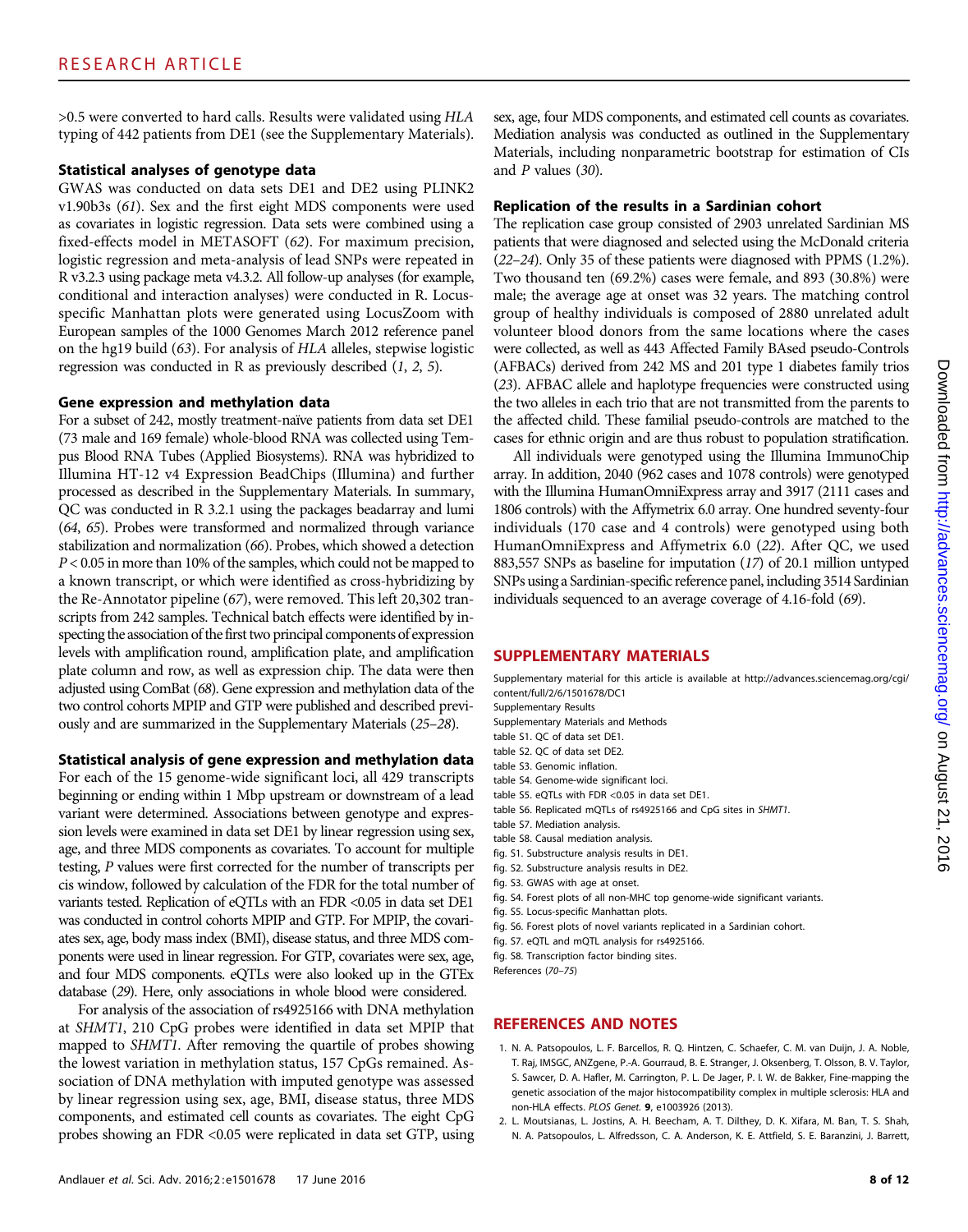>0.5 were converted to hard calls. Results were validated using *HLA* typing of 442 patients from DE1 (see the Supplementary Materials).

#### Statistical analyses of genotype data

GWAS was conducted on data sets DE1 and DE2 using PLINK2 v1.90b3s (61). Sex and the first eight MDS components were used as covariates in logistic regression. Data sets were combined using a fixed-effects model in METASOFT (62). For maximum precision, logistic regression and meta-analysis of lead SNPs were repeated in R v3.2.3 using package meta v4.3.2. All follow-up analyses (for example, conditional and interaction analyses) were conducted in R. Locus-specific Manhattan plots were generated using LocusZoom with European samples of the 1000 Genomes March 2012 reference panel on the hg19 build (63). For analysis of *HLA* alleles, stepwise logistic regression was conducted in R as previously described (1, 2, 5).

#### Gene expression and methylation data

For a subset of 242, mostly treatment-naïve patients from data set DE1 (73 male and 169 female) whole-blood RNA was collected using Tempus Blood RNA Tubes (Applied Biosystems). RNA was hybridized to Illumina HT-12 v4 Expression BeadChips (Illumina) and further processed as described in the Supplementary Materials. In summary, QC was conducted in R 3.2.1 using the packages beadarray and lumi (64, 65). Probes were transformed and normalized through variance stabilization and normalization (66). Probes, which showed a detection $P < 0.05$ in more than 10% of the samples, which could not be mapped to a known transcript, or which were identified as cross-hybridizing by the Re-Annotator pipeline (67), were removed. This left 20,302 transcripts from 242 samples. Technical batch effects were identified by inspecting the association of the first two principal components of expression levels with amplification round, amplification plate, and amplification plate column and row, as well as expression chip. The data were then adjusted using ComBat (68). Gene expression and methylation data of the two control cohorts MPIP and GTP were published and described previously and are summarized in the Supplementary Materials (25–28).

#### Statistical analysis of gene expression and methylation data

For each of the 15 genome-wide significant loci, all 429 transcripts beginning or ending within 1 Mbp upstream or downstream of a lead variant were determined. Associations between genotype and expression levels were examined in data set DE1 by linear regression using sex, age, and three MDS components as covariates. To account for multiple testing, *P* values were first corrected for the number of transcripts per cis window, followed by calculation of the FDR for the total number of variants tested. Replication of eQTLs with an FDR <0.05 in data set DE1 was conducted in control cohorts MPIP and GTP. For MPIP, the covariates sex, age, body mass index (BMI), disease status, and three MDS components were used in linear regression. For GTP, covariates were sex, age, and four MDS components. eQTLs were also looked up in the GTEx database (29). Here, only associations in whole blood were considered.

For analysis of the association of rs4925166 with DNA methylation at *SHMT1*, 210 CpG probes were identified in data set MPIP that mapped to *SHMT1*. After removing the quartile of probes showing the lowest variation in methylation status, 157 CpGs remained. Association of DNA methylation with imputed genotype was assessed by linear regression using sex, age, BMI, disease status, three MDS components, and estimated cell counts as covariates. The eight CpG probes showing an FDR <0.05 were replicated in data set GTP, using sex, age, four MDS components, and estimated cell counts as covariates. Mediation analysis was conducted as outlined in the Supplementary Materials, including nonparametric bootstrap for estimation of CIs and *P* values (30).

#### Replication of the results in a Sardinian cohort

The replication case group consisted of 2903 unrelated Sardinian MS patients that were diagnosed and selected using the McDonald criteria (22–24). Only 35 of these patients were diagnosed with PPMS (1.2%). Two thousand ten (69.2%) cases were female, and 893 (30.8%) were male; the average age at onset was 32 years. The matching control group of healthy individuals is composed of 2880 unrelated adult volunteer blood donors from the same locations where the cases were collected, as well as 443 Affected Family BAsed pseudo-Controls (AFBACs) derived from 242 MS and 201 type 1 diabetes family trios (23). AFBAC allele and haplotype frequencies were constructed using the two alleles in each trio that are not transmitted from the parents to the affected child. These familial pseudo-controls are matched to the cases for ethnic origin and are thus robust to population stratification.

All individuals were genotyped using the Illumina ImmunoChip array. In addition, 2040 (962 cases and 1078 controls) were genotyped with the Illumina HumanOmniExpress array and 3917 (2111 cases and 1806 controls) with the Affymetrix 6.0 array. One hundred seventy-four individuals (170 case and 4 controls) were genotyped using both HumanOmniExpress and Affymetrix 6.0 (22). After QC, we used 883,557 SNPs as baseline for imputation (17) of 20.1 million untyped SNPs using a Sardinian-specific reference panel, including 3514 Sardinian individuals sequenced to an average coverage of 4.16-fold (69).

## SUPPLEMENTARY MATERIALS

Supplementary material for this article is available at http://advances.sciencemag.org/cgi/content/full/2/6/1501678/DC1

Supplementary Results

Supplementary Materials and Methods

table S1. QC of data set DE1.

table S2. QC of data set DE2.

table S3. Genomic inflation.

table S4. Genome-wide significant loci.

table S5. eQTLs with FDR <0.05 in data set DE1.

table S6. Replicated mQTLs of rs4925166 and CpG sites in *SHMT1*.

table S7. Mediation analysis.

table S8. Causal mediation analysis.

fig. S1. Substructure analysis results in DE1.

fig. S2. Substructure analysis results in DE2.

fig. S3. GWAS with age at onset.

fig. S4. Forest plots of all non-MHC top genome-wide significant variants.

fig. S5. Locus-specific Manhattan plots.

fig. S6. Forest plots of novel variants replicated in a Sardinian cohort.

fig. S7. eQTL and mQTL analysis for rs4925166.

fig. S8. Transcription factor binding sites.

References (70–75)

## REFERENCES AND NOTES

1. N. A. Patsopoulos, L. F. Barcellos, R. Q. Hintzen, C. Schaefer, C. M. van Duijn, J. A. Noble, T. Raj, IMSGC, ANZgene, P.-A. Gourraud, B. E. Stranger, J. Oksenberg, T. Olsson, B. V. Taylor, S. Sawcer, D. A. Hafler, M. Carrington, P. L. De Jager, P. I. W. de Bakker, Fine-mapping the genetic association of the major histocompatibility complex in multiple sclerosis: HLA and non-HLA effects. *PLOS Genet.* **9**, e1003926 (2013).
2. L. Moutsianas, L. Jostins, A. H. Beecham, A. T. Dilthey, D. K. Xifara, M. Ban, T. S. Shah, N. A. Patsopoulos, L. Alfredsson, C. A. Anderson, K. E. Attfield, S. E. Baranzini, J. Barrett,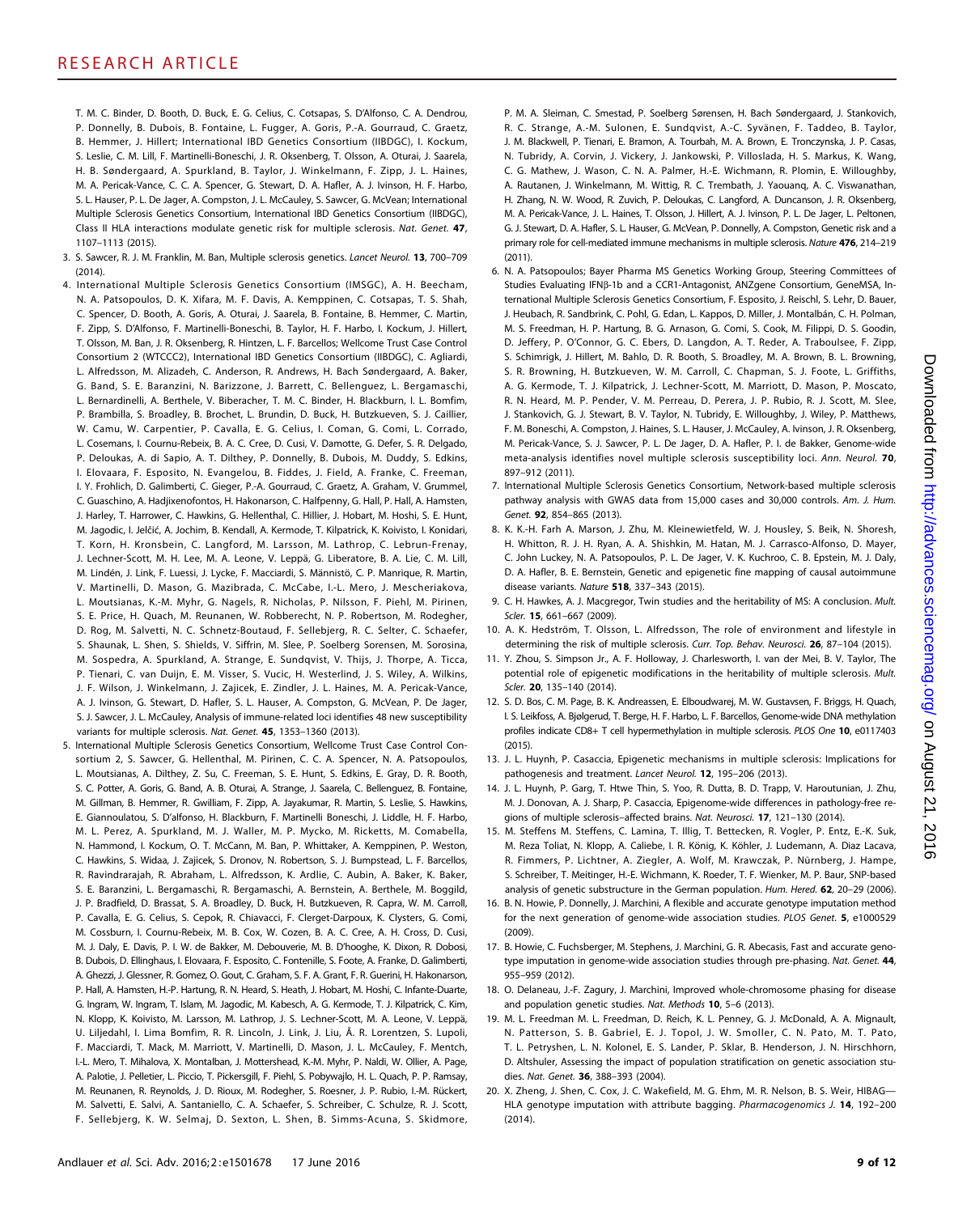T. M. C. Binder, D. Booth, D. Buck, E. G. Celius, C. Cotsapas, S. D'Alfonso, C. A. Dendrou, P. Donnelly, B. Dubois, B. Fontaine, L. Fugger, A. Goris, P.-A. Gourraud, C. Graetz, B. Hemmer, J. Hillert; International IBD Genetics Consortium (IIBDGC), I. Kockum, S. Leslie, C. M. Lill, F. Martinelli-Boneschi, J. R. Oksenberg, T. Olsson, A. Oturai, J. Saarela, H. B. Søndergaard, A. Spurkland, B. Taylor, J. Winkelmann, F. Zipp, J. L. Haines, M. A. Pericak-Vance, C. C. A. Spencer, G. Stewart, D. A. Hafler, A. J. Ivinson, H. F. Harbo, S. L. Hauser, P. L. De Jager, A. Compston, J. L. McCauley, S. Sawcer, G. McVean; International Multiple Sclerosis Genetics Consortium, International IBD Genetics Consortium (IIBDGC), Class II HLA interactions modulate genetic risk for multiple sclerosis. *Nat. Genet.* **47**, 1107–1113 (2015).

3. S. Sawcer, R. J. M. Franklin, M. Ban, Multiple sclerosis genetics. *Lancet Neurol.* **13**, 700–709 (2014).
4. International Multiple Sclerosis Genetics Consortium (IMSGC), A. H. Beecham, N. A. Patsopoulos, D. K. Xifara, M. F. Davis, A. Kemppinen, C. Cotsapas, T. S. Shah, C. Spencer, D. Booth, A. Goris, A. Oturai, J. Saarela, B. Fontaine, B. Hemmer, C. Martin, F. Zipp, S. D'Alfonso, F. Martinelli-Boneschi, B. Taylor, H. F. Harbo, I. Kockum, J. Hillert, T. Olsson, M. Ban, J. R. Oksenberg, R. Hintzen, L. F. Barcellos; Wellcome Trust Case Control Consortium 2 (WTCCC2), International IBD Genetics Consortium (IIBDGC), C. Agliardi, L. Alfredsson, M. Alizadeh, C. Anderson, R. Andrews, H. Bach Søndergaard, A. Baker, G. Band, S. E. Baranzini, N. Barizzone, J. Barrett, C. Bellenguez, L. Bergamaschi, L. Bernardinelli, A. Berthele, V. Biberacher, T. M. C. Binder, H. Blackburn, I. L. Bomfim, P. Brambilla, S. Broadley, B. Brochet, L. Brundin, D. Buck, H. Butzkueven, S. J. Caillier, W. Camu, W. Carpentier, P. Cavalla, E. G. Celius, I. Coman, G. Comi, L. Corrado, L. Cosemans, I. Cournu-Rebeix, B. A. C. Cree, D. Cusi, V. Damotte, G. Defer, S. R. Delgado, P. Deloukas, A. di Sapio, A. T. Dilthey, P. Donnelly, B. Dubois, M. Duddy, S. Edkins, I. Elovaara, F. Esposito, N. Evangelou, B. Fiddes, J. Field, A. Franke, C. Freeman, I. Y. Frohlich, D. Galimberti, C. Gieger, P.-A. Gourraud, C. Graetz, A. Graham, V. Grummel, C. Guaschino, A. Hadjixenofontos, H. Hakonarson, C. Halfpenny, G. Hall, P. Hall, A. Hamsten, J. Harley, T. Harrower, C. Hawkins, G. Hellenthal, C. Hillier, J. Hobart, M. Hoshi, S. E. Hunt, M. Jagodic, I. Jelčić, A. Jochim, B. Kendall, A. Kermode, T. Kilpatrick, K. Koivisto, I. Konidari, T. Korn, H. Kronsbein, C. Langford, M. Larsson, M. Lathrop, C. Lebrun-Frenay, J. Lechner-Scott, M. H. Lee, M. A. Leone, V. Leppä, G. Liberatore, B. A. Lie, C. M. Lill, M. Lindén, J. Link, F. Luessi, J. Lycke, F. Macciardi, S. Männistö, C. P. Manrique, R. Martin, V. Martinelli, D. Mason, G. Mazibrada, C. McCabe, I.-L. Mero, J. Mescheriakova, L. Moutsianas, K.-M. Myhr, G. Nagels, R. Nicholas, P. Nilsson, F. Piehl, M. Pirinen, S. E. Price, H. Quach, M. Reunanen, W. Robberecht, N. P. Robertson, M. Rodegher, D. Rog, M. Salvetti, N. C. Schnetz-Boutaud, F. Sellebjerg, R. C. Selter, C. Schaefer, S. Shaunak, L. Shen, S. Shields, V. Siffrin, M. Slee, P. Soelberg Sorensen, M. Sorosina, M. Sospedra, A. Spurkland, A. Strange, E. Sundqvist, V. Thijs, J. Thorpe, A. Ticca, P. Tienari, C. van Duijn, E. M. Visser, S. Vucic, H. Westerlind, J. S. Wiley, A. Wilkins, J. F. Wilson, J. Winkelmann, J. Zajicek, E. Zindler, J. L. Haines, M. A. Pericak-Vance, A. J. Ivinson, G. Stewart, D. Hafler, S. L. Hauser, A. Compston, G. McVean, P. De Jager, S. J. Sawcer, J. L. McCauley, Analysis of immune-related loci identifies 48 new susceptibility variants for multiple sclerosis. *Nat. Genet.* **45**, 1353–1360 (2013).
5. International Multiple Sclerosis Genetics Consortium, Wellcome Trust Case Control Consortium 2, S. Sawcer, G. Hellenthal, M. Pirinen, C. C. A. Spencer, N. A. Patsopoulos, L. Moutsianas, A. Dilthey, Z. Su, C. Freeman, S. E. Hunt, S. Edkins, E. Gray, D. R. Booth, S. C. Potter, A. Goris, G. Band, A. B. Oturai, A. Strange, J. Saarela, C. Bellenguez, B. Fontaine, M. Gillman, B. Hemmer, R. Gwilliam, F. Zipp, A. Jayakumar, R. Martin, S. Leslie, S. Hawkins, E. Giannoulatou, S. D'alfonso, H. Blackburn, F. Martinelli Boneschi, J. Liddle, H. F. Harbo, M. L. Perez, A. Spurkland, M. J. Waller, M. P. Mycko, M. Ricketts, M. Comabella, N. Hammond, I. Kockum, O. T. McCann, M. Ban, P. Whittaker, A. Kemppinen, P. Weston, C. Hawkins, S. Widaa, J. Zajicek, S. Dronov, N. Robertson, S. J. Bumpstead, L. F. Barcellos, R. Ravindrarajah, R. Abraham, L. Alfredsson, K. Ardlie, C. Aubin, A. Baker, K. Baker, S. E. Baranzini, L. Bergamaschi, R. Bergamaschi, A. Bernstein, A. Berthele, M. Boggild, J. P. Bradfield, D. Brassat, S. A. Broadley, D. Buck, H. Butzkueven, R. Capra, W. M. Carroll, P. Cavalla, E. G. Celius, S. Cepok, R. Chiavacci, F. Clerget-Darpoux, K. Clysters, G. Comi, M. Cossburn, I. Cournu-Rebeix, M. B. Cox, W. Cozen, B. A. C. Cree, A. H. Cross, D. Cusi, M. J. Daly, E. Davis, P. I. W. de Bakker, M. Debouverie, M. B. D'hooghe, K. Dixon, R. Dobosi, B. Dubois, D. Ellinghaus, I. Elovaara, F. Esposito, C. Fontenille, S. Foote, A. Franke, D. Galimberti, A. Ghezzi, J. Glessner, R. Gomez, O. Gout, C. Graham, S. F. A. Grant, F. R. Guerini, H. Hakonarson, P. Hall, A. Hamsten, H.-P. Hartung, R. N. Heard, S. Heath, J. Hobart, M. Hoshi, C. Infante-Duarte, G. Ingram, W. Ingram, T. Islam, M. Jagodic, M. Kabesch, A. G. Kermode, T. J. Kilpatrick, C. Kim, N. Klopp, K. Koivisto, M. Larsson, M. Lathrop, J. S. Lechner-Scott, M. A. Leone, V. Leppä, U. Liljedahl, I. Lima Bomfim, R. R. Lincoln, J. Link, J. Liu, Å. R. Lorentzen, S. Lupoli, F. Macciardi, T. Mack, M. Marriott, V. Martinelli, D. Mason, J. L. McCauley, F. Mentch, I.-L. Mero, T. Mihalova, X. Montalban, J. Mottershead, K.-M. Myhr, P. Naldi, W. Ollier, A. Page, A. Palotie, J. Pelletier, L. Piccio, T. Pickersgill, F. Piehl, S. Pobywajlo, H. L. Quach, P. P. Ramsay, M. Reunanen, R. Reynolds, J. D. Rioux, M. Rodegher, S. Roesner, J. P. Rubio, I.-M. Rückert, M. Salvetti, E. Salvi, A. Santaniello, C. A. Schaefer, S. Schreiber, C. Schulze, R. J. Scott, F. Sellebjerg, K. W. Selmaj, D. Sexton, L. Shen, B. Simms-Acuna, S. Skidmore, P. M. A. Sleiman, C. Smestad, P. Soelberg Sørensen, H. Bach Søndergaard, J. Stankovich, R. C. Strange, A.-M. Sulonen, E. Sundqvist, A.-C. Syvänen, F. Taddeo, B. Taylor, J. M. Blackwell, P. Tienari, E. Bramon, A. Tourbah, M. A. Brown, E. Tronczynska, J. P. Casas, N. Tubridy, A. Corvin, J. Vickery, J. Jankowski, P. Villoslada, H. S. Markus, K. Wang, C. G. Mathew, J. Wason, C. N. A. Palmer, H.-E. Wichmann, R. Plomin, E. Willoughby, A. Rautanen, J. Winkelmann, M. Wittig, R. C. Trembath, J. Yaouanq, A. C. Viswanathan, H. Zhang, N. W. Wood, R. Zuvich, P. Deloukas, C. Langford, A. Duncanson, J. R. Oksenberg, M. A. Pericak-Vance, J. L. Haines, T. Olsson, J. Hillert, A. J. Ivinson, P. L. De Jager, L. Peltonen, G. J. Stewart, D. A. Hafler, S. L. Hauser, G. McVean, P. Donnelly, A. Compston, Genetic risk and a primary role for cell-mediated immune mechanisms in multiple sclerosis. *Nature* **476**, 214–219 (2011).
6. N. A. Patsopoulos; Bayer Pharma MS Genetics Working Group, Steering Committees of Studies Evaluating IFNβ-1b and a CCR1-Antagonist, ANZgene Consortium, GeneMSA, International Multiple Sclerosis Genetics Consortium, F. Esposito, J. Reischl, S. Lehr, D. Bauer, J. Heubach, R. Sandbrink, C. Pohl, G. Edan, L. Kappos, D. Miller, J. Montalbán, C. H. Polman, M. S. Freedman, H. P. Hartung, B. G. Arnason, G. Comi, S. Cook, M. Filippi, D. S. Goodin, D. Jeffery, P. O'Connor, G. C. Ebers, D. Langdon, A. T. Reder, A. Traboulsee, F. Zipp, S. Schimrigk, J. Hillert, M. Bahlo, D. R. Booth, S. Broadley, M. A. Brown, B. L. Browning, S. R. Browning, H. Butzkueven, W. M. Carroll, C. Chapman, S. J. Foote, L. Griffiths, A. G. Kermode, T. J. Kilpatrick, J. Lechner-Scott, M. Marriott, D. Mason, P. Moscato, R. N. Heard, M. P. Pender, V. M. Perreau, D. Perera, J. P. Rubio, R. J. Scott, M. Slee, J. Stankovich, G. J. Stewart, B. V. Taylor, N. Tubridy, E. Willoughby, J. Wiley, P. Matthews, F. M. Boneschi, A. Compston, J. Haines, S. L. Hauser, J. McCauley, A. Ivinson, J. R. Oksenberg, M. Pericak-Vance, S. J. Sawcer, P. L. De Jager, D. A. Hafler, P. I. de Bakker, Genome-wide meta-analysis identifies novel multiple sclerosis susceptibility loci. *Ann. Neurol.* **70**, 897–912 (2011).
7. International Multiple Sclerosis Genetics Consortium, Network-based multiple sclerosis pathway analysis with GWAS data from 15,000 cases and 30,000 controls. *Am. J. Hum. Genet.* **92**, 854–865 (2013).
8. K. K.-H. Farh A. Marson, J. Zhu, M. Kleinewietfeld, W. J. Housley, S. Beik, N. Shoresh, H. Whitton, R. J. H. Ryan, A. A. Shishkin, M. Hatan, M. J. Carrasco-Alfonso, D. Mayer, C. John Luckey, N. A. Patsopoulos, P. L. De Jager, V. K. Kuchroo, C. B. Epstein, M. J. Daly, D. A. Hafler, B. E. Bernstein, Genetic and epigenetic fine mapping of causal autoimmune disease variants. *Nature* **518**, 337–343 (2015).
9. C. H. Hawkes, A. J. Macgregor, Twin studies and the heritability of MS: A conclusion. *Mult. Scler.* **15**, 661–667 (2009).
10. A. K. Hedström, T. Olsson, L. Alfredsson, The role of environment and lifestyle in determining the risk of multiple sclerosis. *Curr. Top. Behav. Neurosci.* **26**, 87–104 (2015).
11. Y. Zhou, S. Simpson Jr., A. F. Holloway, J. Charlesworth, I. van der Mei, B. V. Taylor, The potential role of epigenetic modifications in the heritability of multiple sclerosis. *Mult. Scler.* **20**, 135–140 (2014).
12. S. D. Bos, C. M. Page, B. K. Andreassen, E. Elboudwarej, M. W. Gustavsen, F. Briggs, H. Quach, I. S. Leikfoss, A. Bjølgerud, T. Berge, H. F. Harbo, L. F. Barcellos, Genome-wide DNA methylation profiles indicate CD8+ T cell hypermethylation in multiple sclerosis. *PLOS One* **10**, e0117403 (2015).
13. J. L. Huynh, P. Casaccia, Epigenetic mechanisms in multiple sclerosis: Implications for pathogenesis and treatment. *Lancet Neurol.* **12**, 195–206 (2013).
14. J. L. Huynh, P. Garg, T. Htwe Thin, S. Yoo, R. Dutta, B. D. Trapp, V. Haroutunian, J. Zhu, M. J. Donovan, A. J. Sharp, P. Casaccia, Epigenome-wide differences in pathology-free regions of multiple sclerosis–affected brains. *Nat. Neurosci.* **17**, 121–130 (2014).
15. M. Steffens M. Steffens, C. Lamina, T. Illig, T. Bettecken, R. Vogler, P. Entz, E.-K. Suk, M. Reza Toliat, N. Klopp, A. Caliebe, I. R. König, K. Köhler, J. Ludemann, A. Diaz Lacava, R. Fimmers, P. Lichtner, A. Ziegler, A. Wolf, M. Krawczak, P. Nürnberg, J. Hampe, S. Schreiber, T. Meitinger, H.-E. Wichmann, K. Roeder, T. F. Wienker, M. P. Baur, SNP-based analysis of genetic substructure in the German population. *Hum. Hered.* **62**, 20–29 (2006).
16. B. N. Howie, P. Donnelly, J. Marchini, A flexible and accurate genotype imputation method for the next generation of genome-wide association studies. *PLOS Genet.* **5**, e1000529 (2009).
17. B. Howie, C. Fuchsberger, M. Stephens, J. Marchini, G. R. Abecasis, Fast and accurate genotype imputation in genome-wide association studies through pre-phasing. *Nat. Genet.* **44**, 955–959 (2012).
18. O. Delaneau, J.-F. Zagury, J. Marchini, Improved whole-chromosome phasing for disease and population genetic studies. *Nat. Methods* **10**, 5–6 (2013).
19. M. L. Freedman M. L. Freedman, D. Reich, K. L. Penney, G. J. McDonald, A. A. Mignault, N. Patterson, S. B. Gabriel, E. J. Topol, J. W. Smoller, C. N. Pato, M. T. Pato, T. L. Petryshen, L. N. Kolonel, E. S. Lander, P. Sklar, B. Henderson, J. N. Hirschhorn, D. Altshuler, Assessing the impact of population stratification on genetic association studies. *Nat. Genet.* **36**, 388–393 (2004).
20. X. Zheng, J. Shen, C. Cox, J. C. Wakefield, M. G. Ehm, M. R. Nelson, B. S. Weir, HIBAG—HLA genotype imputation with attribute bagging. *Pharmacogenomics J.* **14**, 192–200 (2014).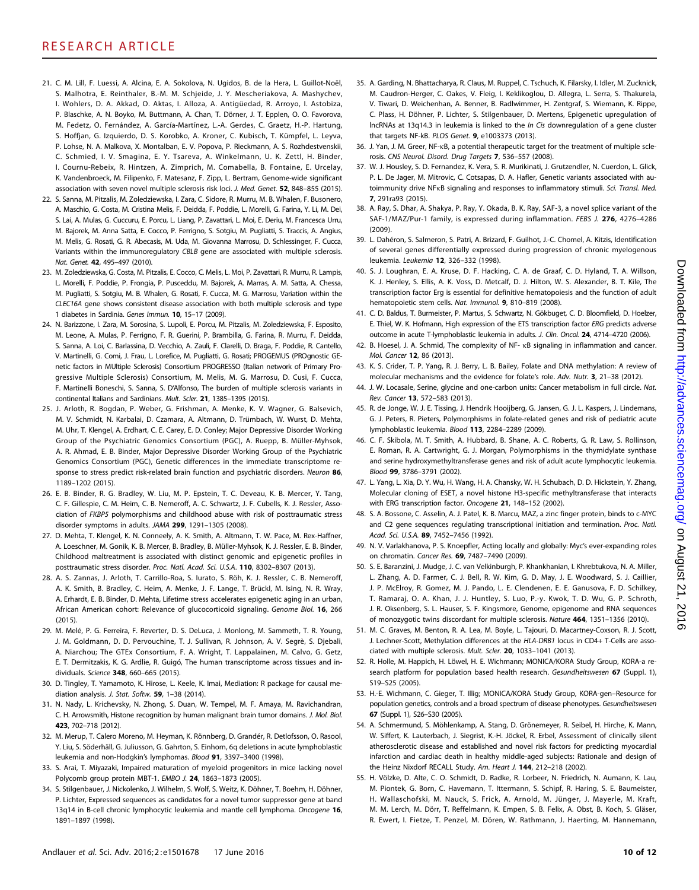21. C. M. Lill, F. Luessi, A. Alcina, E. A. Sokolova, N. Ugidos, B. de la Hera, L. Guillot-Noël, S. Malhotra, E. Reinthaler, B.-M. M. Schjeide, J. Y. Mescheriakova, A. Mashychev, I. Wohlers, D. A. Akkad, O. Aktas, I. Alloza, A. Antigüedad, R. Arroyo, I. Astobiza, P. Blaschke, A. N. Boyko, M. Buttmann, A. Chan, T. Dörner, J. T. Epplen, O. O. Favorova, M. Fedetz, O. Fernández, A. García-Martínez, L.-A. Gerdes, C. Graetz, H.-P. Hartung, S. Hoffjan, G. Izquierdo, D. S. Korobko, A. Kroner, C. Kubisch, T. Kümpfel, L. Leyva, P. Lohse, N. A. Malkova, X. Montalban, E. V. Popova, P. Rieckmann, A. S. Rozhdestvenskii, C. Schmied, I. V. Smagina, E. Y. Tsareva, A. Winkelmann, U. K. Zettl, H. Binder, I. Cournu-Rebeix, R. Hintzen, A. Zimprich, M. Comabella, B. Fontaine, E. Urcelay, K. Vandenbroeck, M. Filipenko, F. Matesanz, F. Zipp, L. Bertram, Genome-wide significant association with seven novel multiple sclerosis risk loci. *J. Med. Genet.* **52**, 848–855 (2015).
22. S. Sanna, M. Pitzalis, M. Zoledziewska, I. Zara, C. Sidore, R. Murru, M. B. Whalen, F. Busonero, A. Maschio, G. Costa, M. Cristina Melis, F. Deidda, F. Poddie, L. Morelli, G. Farina, Y. Li, M. Dei, S. Lai, A. Mulas, G. Cuccuru, E. Porcu, L. Liang, P. Zavattari, L. Moi, E. Deriu, M. Francesca Urru, M. Bajorek, M. Anna Satta, E. Cocco, P. Ferrigno, S. Sotgiu, M. Pugliatti, S. Traccis, A. Angius, M. Melis, G. Rosati, G. R. Abecasis, M. Uda, M. Giovanna Marrosu, D. Schlessinger, F. Cucca, Variants within the immunoregulatory *CBLB* gene are associated with multiple sclerosis. *Nat. Genet.* **42**, 495–497 (2010).
23. M. Zoledziewska, G. Costa, M. Pitzalis, E. Cocco, C. Melis, L. Moi, P. Zavattari, R. Murru, R. Lampis, L. Morelli, F. Poddie, P. Frongia, P. Pusceddu, M. Bajorek, A. Marras, A. M. Satta, A. Chessa, M. Pugliatti, S. Sotgiu, M. B. Whalen, G. Rosati, F. Cucca, M. G. Marrosu, Variation within the *CLEC16A* gene shows consistent disease association with both multiple sclerosis and type 1 diabetes in Sardinia. *Genes Immun.* **10**, 15–17 (2009).
24. N. Barizzone, I. Zara, M. Sorosina, S. Lupoli, E. Porcu, M. Pitzalis, M. Zoledziewska, F. Esposito, M. Leone, A. Mulas, P. Ferrigno, F. R. Guerini, P. Brambilla, G. Farina, R. Murru, F. Deidda, S. Sanna, A. Loi, C. Barlassina, D. Vecchio, A. Zauli, F. Clarelli, D. Braga, F. Poddie, R. Cantello, V. Martinelli, G. Comi, J. Frau, L. Lorefice, M. Pugliatti, G. Rosati; PROGEMUS (PROgnostic GEnetic factors in MUltiple Sclerosis) Consortium PROGRESSO (Italian network of Primary Progressive Multiple Sclerosis) Consortium, M. Melis, G. Marrosu, D. Cusi, F. Cucca, F. Martinelli Boneschi, S. Sanna, S. D'Alfonso, The burden of multiple sclerosis variants in continental Italians and Sardinians. *Mult. Scler.* **21**, 1385–1395 (2015).
25. J. Arloth, R. Bogdan, P. Weber, G. Frishman, A. Menke, K. V. Wagner, G. Balsevich, M. V. Schmidt, N. Karbalai, D. Czamara, A. Altmann, D. Trümbach, W. Wurst, D. Mehta, M. Uhr, T. Klengel, A. Erdhart, C. E. Carey, E. D. Conley; Major Depressive Disorder Working Group of the Psychiatric Genomics Consortium (PGC), A. Ruepp, B. Müller-Myhsok, A. R. Ahmad, E. B. Binder, Major Depressive Disorder Working Group of the Psychiatric Genomics Consortium (PGC), Genetic differences in the immediate transcriptome response to stress predict risk-related brain function and psychiatric disorders. *Neuron* **86**, 1189–1202 (2015).
26. E. B. Binder, R. G. Bradley, W. Liu, M. P. Epstein, T. C. Deveau, K. B. Mercer, Y. Tang, C. F. Gillespie, C. M. Heim, C. B. Nemeroff, A. C. Schwartz, J. F. Cubells, K. J. Ressler, Association of *FKBP5* polymorphisms and childhood abuse with risk of posttraumatic stress disorder symptoms in adults. *JAMA* **299**, 1291–1305 (2008).
27. D. Mehta, T. Klengel, K. N. Conneely, A. K. Smith, A. Altmann, T. W. Pace, M. Rex-Haffner, A. Loeschner, M. Gonik, K. B. Mercer, B. Bradley, B. Müller-Myhsok, K. J. Ressler, E. B. Binder, Childhood maltreatment is associated with distinct genomic and epigenetic profiles in posttraumatic stress disorder. *Proc. Natl. Acad. Sci. U.S.A.* **110**, 8302–8307 (2013).
28. A. S. Zannas, J. Arloth, T. Carrillo-Roa, S. Iurato, S. Röh, K. J. Ressler, C. B. Nemeroff, A. K. Smith, B. Bradley, C. Heim, A. Menke, J. F. Lange, T. Brückl, M. Ising, N. R. Wray, A. Erhardt, E. B. Binder, D. Mehta, Lifetime stress accelerates epigenetic aging in an urban, African American cohort: Relevance of glucocorticoid signaling. *Genome Biol.* **16**, 266 (2015).
29. M. Melé, P. G. Ferreira, F. Reverter, D. S. DeLuca, J. Monlong, M. Sammeth, T. R. Young, J. M. Goldmann, D. D. Pervouchine, T. J. Sullivan, R. Johnson, A. V. Segrè, S. Djebali, A. Niarchou; The GTEx Consortium, F. A. Wright, T. Lappalainen, M. Calvo, G. Getz, E. T. Dermitzakis, K. G. Ardlie, R. Guigó, The human transcriptome across tissues and individuals. *Science* **348**, 660–665 (2015).
30. D. Tingley, T. Yamamoto, K. Hirose, L. Keele, K. Imai, Mediation: R package for causal mediation analysis. *J. Stat. Softw.* **59**, 1–38 (2014).
31. N. Nady, L. Krichevsky, N. Zhong, S. Duan, W. Tempel, M. F. Amaya, M. Ravichandran, C. H. Arrowsmith, Histone recognition by human malignant brain tumor domains. *J. Mol. Biol.* **423**, 702–718 (2012).
32. M. Merup, T. Calero Moreno, M. Heyman, K. Rönnberg, D. Grandér, R. Detlofsson, O. Rasool, Y. Liu, S. Söderhäll, G. Juliusson, G. Gahrton, S. Einhorn, 6q deletions in acute lymphoblastic leukemia and non-Hodgkin's lymphomas. *Blood* **91**, 3397–3400 (1998).
33. S. Arai, T. Miyazaki, Impaired maturation of myeloid progenitors in mice lacking novel Polycomb group protein MBT-1. *EMBO J.* **24**, 1863–1873 (2005).
34. S. Stilgenbauer, J. Nickolenko, J. Wilhelm, S. Wolf, S. Weitz, K. Döhner, T. Boehm, H. Döhner, P. Lichter, Expressed sequences as candidates for a novel tumor suppressor gene at band 13q14 in B-cell chronic lymphocytic leukemia and mantle cell lymphoma. *Oncogene* **16**, 1891–1897 (1998).
35. A. Garding, N. Bhattacharya, R. Claus, M. Ruppel, C. Tschuch, K. Filarsky, I. Idler, M. Zucknick, M. Caudron-Herger, C. Oakes, V. Fleig, I. Keklikoglou, D. Allegra, L. Serra, S. Thakurela, V. Tiwari, D. Weichenhan, A. Benner, B. Radlwimmer, H. Zentgraf, S. Wiemann, K. Rippe, C. Plass, H. Döhner, P. Lichter, S. Stilgenbauer, D. Mertens, Epigenetic upregulation of lncRNAs at 13q14.3 in leukemia is linked to the *In Cis* downregulation of a gene cluster that targets NF-kB. *PLOS Genet.* **9**, e1003373 (2013).
36. J. Yan, J. M. Greer, NF-κB, a potential therapeutic target for the treatment of multiple sclerosis. *CNS Neurol. Disord. Drug Targets* **7**, 536–557 (2008).
37. W. J. Housley, S. D. Fernandez, K. Vera, S. R. Murikinati, J. Grutzendler, N. Cuerdon, L. Glick, P. L. De Jager, M. Mitrovic, C. Cotsapas, D. A. Hafler, Genetic variants associated with autoimmunity drive NFκB signaling and responses to inflammatory stimuli. *Sci. Transl. Med.* **7**, 291ra93 (2015).
38. A. Ray, S. Dhar, A. Shakya, P. Ray, Y. Okada, B. K. Ray, SAF-3, a novel splice variant of the SAF-1/MAZ/Pur-1 family, is expressed during inflammation. *FEBS J.* **276**, 4276–4286 (2009).
39. L. Dahéron, S. Salmeron, S. Patri, A. Brizard, F. Guilhot, J.-C. Chomel, A. Kitzis, Identification of several genes differentially expressed during progression of chronic myelogenous leukemia. *Leukemia* **12**, 326–332 (1998).
40. S. J. Loughran, E. A. Kruse, D. F. Hacking, C. A. de Graaf, C. D. Hyland, T. A. Willson, K. J. Henley, S. Ellis, A. K. Voss, D. Metcalf, D. J. Hilton, W. S. Alexander, B. T. Kile, The transcription factor Erg is essential for definitive hematopoiesis and the function of adult hematopoietic stem cells. *Nat. Immunol.* **9**, 810–819 (2008).
41. C. D. Baldus, T. Burmeister, P. Martus, S. Schwartz, N. Gökbuget, C. D. Bloomfield, D. Hoelzer, E. Thiel, W. K. Hofmann, High expression of the ETS transcription factor *ERG* predicts adverse outcome in acute T-lymphoblastic leukemia in adults. *J. Clin. Oncol.* **24**, 4714–4720 (2006).
42. B. Hoesel, J. A. Schmid, The complexity of NF- κB signaling in inflammation and cancer. *Mol. Cancer* **12**, 86 (2013).
43. K. S. Crider, T. P. Yang, R. J. Berry, L. B. Bailey, Folate and DNA methylation: A review of molecular mechanisms and the evidence for folate's role. *Adv. Nutr.* **3**, 21–38 (2012).
44. J. W. Locasale, Serine, glycine and one-carbon units: Cancer metabolism in full circle. *Nat. Rev. Cancer* **13**, 572–583 (2013).
45. R. de Jonge, W. J. E. Tissing, J. Hendrik Hooijberg, G. Jansen, G. J. L. Kaspers, J. Lindemans, G. J. Peters, R. Pieters, Polymorphisms in folate-related genes and risk of pediatric acute lymphoblastic leukemia. *Blood* **113**, 2284–2289 (2009).
46. C. F. Skibola, M. T. Smith, A. Hubbard, B. Shane, A. C. Roberts, G. R. Law, S. Rollinson, E. Roman, R. A. Cartwright, G. J. Morgan, Polymorphisms in the thymidylate synthase and serine hydroxymethyltransferase genes and risk of adult acute lymphocytic leukemia. *Blood* **99**, 3786–3791 (2002).
47. L. Yang, L. Xia, D. Y. Wu, H. Wang, H. A. Chansky, W. H. Schubach, D. D. Hickstein, Y. Zhang, Molecular cloning of ESET, a novel histone H3-specific methyltransferase that interacts with ERG transcription factor. *Oncogene* **21**, 148–152 (2002).
48. S. A. Bossone, C. Asselin, A. J. Patel, K. B. Marcu, MAZ, a zinc finger protein, binds to c-MYC and C2 gene sequences regulating transcriptional initiation and termination. *Proc. Natl. Acad. Sci. U.S.A.* **89**, 7452–7456 (1992).
49. N. V. Varlakhanova, P. S. Knoepfler, Acting locally and globally: Myc's ever-expanding roles on chromatin. *Cancer Res.* **69**, 7487–7490 (2009).
50. S. E. Baranzini, J. Mudge, J. C. van Velkinburgh, P. Khankhanian, I. Khrebtukova, N. A. Miller, L. Zhang, A. D. Farmer, C. J. Bell, R. W. Kim, G. D. May, J. E. Woodward, S. J. Caillier, J. P. McElroy, R. Gomez, M. J. Pando, L. E. Clendenen, E. E. Ganusova, F. D. Schilkey, T. Ramaraj, O. A. Khan, J. J. Huntley, S. Luo, P.-y. Kwok, T. D. Wu, G. P. Schroth, J. R. Oksenberg, S. L. Hauser, S. F. Kingsmore, Genome, epigenome and RNA sequences of monozygotic twins discordant for multiple sclerosis. *Nature* **464**, 1351–1356 (2010).
51. M. C. Graves, M. Benton, R. A. Lea, M. Boyle, L. Tajouri, D. Macartney-Coxson, R. J. Scott, J. Lechner-Scott, Methylation differences at the *HLA-DRB1* locus in CD4+ T-Cells are associated with multiple sclerosis. *Mult. Scler.* **20**, 1033–1041 (2013).
52. R. Holle, M. Happich, H. Löwel, H. E. Wichmann; MONICA/KORA Study Group, KORA-a research platform for population based health research. *Gesundheitswesen* **67** (Suppl. 1), S19–S25 (2005).
53. H.-E. Wichmann, C. Gieger, T. Illig; MONICA/KORA Study Group, KORA-gen–Resource for population genetics, controls and a broad spectrum of disease phenotypes. *Gesundheitswesen* **67** (Suppl. 1), S26–S30 (2005).
54. A. Schmermund, S. Möhlenkamp, A. Stang, D. Grönemeyer, R. Seibel, H. Hirche, K. Mann, W. Siffert, K. Lauterbach, J. Siegrist, K.-H. Jöckel, R. Erbel, Assessment of clinically silent atherosclerotic disease and established and novel risk factors for predicting myocardial infarction and cardiac death in healthy middle-aged subjects: Rationale and design of the Heinz Nixdorf RECALL Study. *Am. Heart J.* **144**, 212–218 (2002).
55. H. Völzke, D. Alte, C. O. Schmidt, D. Radke, R. Lorbeer, N. Friedrich, N. Aumann, K. Lau, M. Piontek, G. Born, C. Havemann, T. Ittermann, S. Schipf, R. Haring, S. E. Baumeister, H. Wallaschofski, M. Nauck, S. Frick, A. Arnold, M. Jünger, J. Mayerle, M. Kraft, M. M. Lerch, M. Dörr, T. Reffelmann, K. Empen, S. B. Felix, A. Obst, B. Koch, S. Gläser, R. Ewert, I. Fietze, T. Penzel, M. Dören, W. Rathmann, J. Haerting, M. Hannemann,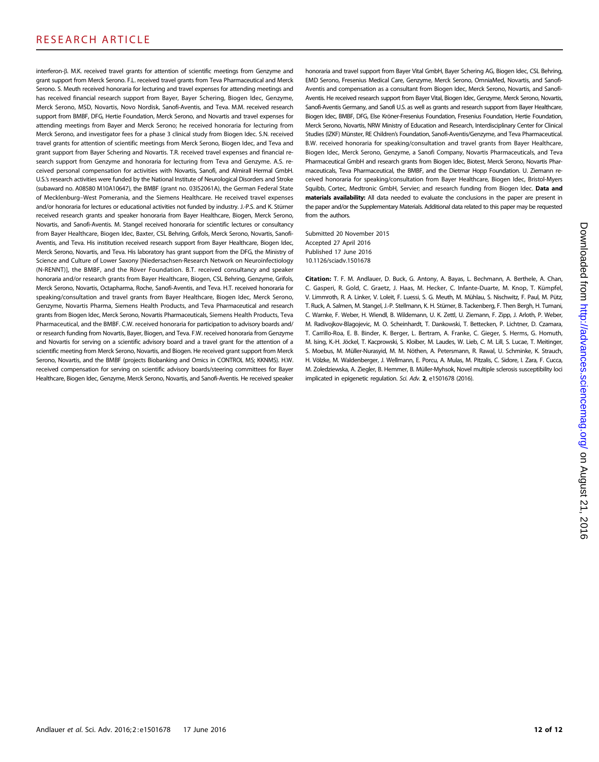interferon-β. M.K. received travel grants for attention of scientific meetings from Genzyme and grant support from Merck Serono. F.L. received travel grants from Teva Pharmaceutical and Merck Serono. S. Meuth received honoraria for lecturing and travel expenses for attending meetings and has received financial research support from Bayer, Bayer Schering, Biogen Idec, Genzyme, Merck Serono, MSD, Novartis, Novo Nordisk, Sanofi-Aventis, and Teva. M.M. received research support from BMBF, DFG, Hertie Foundation, Merck Serono, and Novartis and travel expenses for attending meetings from Bayer and Merck Serono; he received honoraria for lecturing from Merck Serono, and investigator fees for a phase 3 clinical study from Biogen Idec. S.N. received travel grants for attention of scientific meetings from Merck Serono, Biogen Idec, and Teva and grant support from Bayer Schering and Novartis. T.R. received travel expenses and financial research support from Genzyme and Novartis and honoraria for lecturing from Teva and Genzyme. A.S. received personal compensation for activities with Novartis, Sanofi, and Almirall Hermal GmbH. U.S.'s research activities were funded by the National Institute of Neurological Disorders and Stroke (subaward no. A08580 M10A10647), the BMBF (grant no. 03IS2061A), the German Federal State of Mecklenburg–West Pomerania, and the Siemens Healthcare. He received travel expenses and/or honoraria for lectures or educational activities not funded by industry. J.-P.S. and K. Stürner received research grants and speaker honoraria from Bayer Healthcare, Biogen, Merck Serono, Novartis, and Sanofi-Aventis. M. Stangel received honoraria for scientific lectures or consultancy from Bayer Healthcare, Biogen Idec, Baxter, CSL Behring, Grifols, Merck Serono, Novartis, Sanofi-Aventis, and Teva. His institution received research support from Bayer Healthcare, Biogen Idec, Merck Serono, Novartis, and Teva. His laboratory has grant support from the DFG, the Ministry of Science and Culture of Lower Saxony [Niedersachsen-Research Network on Neuroinfectiology (N-RENNT)], the BMBF, and the Röver Foundation. B.T. received consultancy and speaker honoraria and/or research grants from Bayer Healthcare, Biogen, CSL Behring, Genzyme, Grifols, Merck Serono, Novartis, Octapharma, Roche, Sanofi-Aventis, and Teva. H.T. received honoraria for speaking/consultation and travel grants from Bayer Healthcare, Biogen Idec, Merck Serono, Genzyme, Novartis Pharma, Siemens Health Products, and Teva Pharmaceutical and research grants from Biogen Idec, Merck Serono, Novartis Pharmaceuticals, Siemens Health Products, Teva Pharmaceutical, and the BMBF. C.W. received honoraria for participation to advisory boards and/or research funding from Novartis, Bayer, Biogen, and Teva. F.W. received honoraria from Genzyme and Novartis for serving on a scientific advisory board and a travel grant for the attention of a scientific meeting from Merck Serono, Novartis, and Biogen. He received grant support from Merck Serono, Novartis, and the BMBF (projects Biobanking and Omics in CONTROL MS; KKNMS). H.W. received compensation for serving on scientific advisory boards/steering committees for Bayer Healthcare, Biogen Idec, Genzyme, Merck Serono, Novartis, and Sanofi-Aventis. He received speaker honoraria and travel support from Bayer Vital GmbH, Bayer Schering AG, Biogen Idec, CSL Behring, EMD Serono, Fresenius Medical Care, Genzyme, Merck Serono, OmniaMed, Novartis, and Sanofi-Aventis and compensation as a consultant from Biogen Idec, Merck Serono, Novartis, and Sanofi-Aventis. He received research support from Bayer Vital, Biogen Idec, Genzyme, Merck Serono, Novartis, Sanofi-Aventis Germany, and Sanofi U.S. as well as grants and research support from Bayer Healthcare, Biogen Idec, BMBF, DFG, Else Kröner-Fresenius Foundation, Fresenius Foundation, Hertie Foundation, Merck Serono, Novartis, NRW Ministry of Education and Research, Interdisciplinary Center for Clinical Studies (IZKF) Münster, RE Children's Foundation, Sanofi-Aventis/Genzyme, and Teva Pharmaceutical. B.W. received honoraria for speaking/consultation and travel grants from Bayer Healthcare, Biogen Idec, Merck Serono, Genzyme, a Sanofi Company, Novartis Pharmaceuticals, and Teva Pharmaceutical GmbH and research grants from Biogen Idec, Biotest, Merck Serono, Novartis Pharmaceuticals, Teva Pharmaceutical, the BMBF, and the Dietmar Hopp Foundation. U. Ziemann received honoraria for speaking/consultation from Bayer Healthcare, Biogen Idec, Bristol-Myers Squibb, Cortec, Medtronic GmbH, Servier; and research funding from Biogen Idec. **Data and materials availability:** All data needed to evaluate the conclusions in the paper are present in the paper and/or the Supplementary Materials. Additional data related to this paper may be requested from the authors.

Submitted 20 November 2015
Accepted 27 April 2016
Published 17 June 2016
10.1126/sciadv.1501678

**Citation:** T. F. M. Andlauer, D. Buck, G. Antony, A. Bayas, L. Bechmann, A. Berthele, A. Chan, C. Gasperi, R. Gold, C. Graetz, J. Haas, M. Hecker, C. Infante-Duarte, M. Knop, T. Kümpfel, V. Limmroth, R. A. Linker, V. Loleit, F. Luessi, S. G. Meuth, M. Mühlau, S. Nischwitz, F. Paul, M. Pütz, T. Ruck, A. Salmen, M. Stangel, J.-P. Stellmann, K. H. Stürner, B. Tackenberg, F. Then Bergh, H. Tumani, C. Warnke, F. Weber, H. Wiendl, B. Wildemann, U. K. Zettl, U. Ziemann, F. Zipp, J. Arloth, P. Weber, M. Radivojkov-Blagojevic, M. O. Scheinhardt, T. Dankowski, T. Bettecken, P. Lichtner, D. Czamara, T. Carrillo-Roa, E. B. Binder, K. Berger, L. Bertram, A. Franke, C. Gieger, S. Herms, G. Homuth, M. Ising, K.-H. Jöckel, T. Kacprowski, S. Kloiber, M. Laudes, W. Lieb, C. M. Lill, S. Lucae, T. Meitinger, S. Moebus, M. Müller-Nurasyid, M. M. Nöthen, A. Petersmann, R. Rawal, U. Schminke, K. Strauch, H. Völzke, M. Waldenberger, J. Wellmann, E. Porcu, A. Mulas, M. Pitzalis, C. Sidore, I. Zara, F. Cucca, M. Zoledziewska, A. Ziegler, B. Hemmer, B. Müller-Myhsok, Novel multiple sclerosis susceptibility loci implicated in epigenetic regulation. *Sci. Adv.* **2**, e1501678 (2016).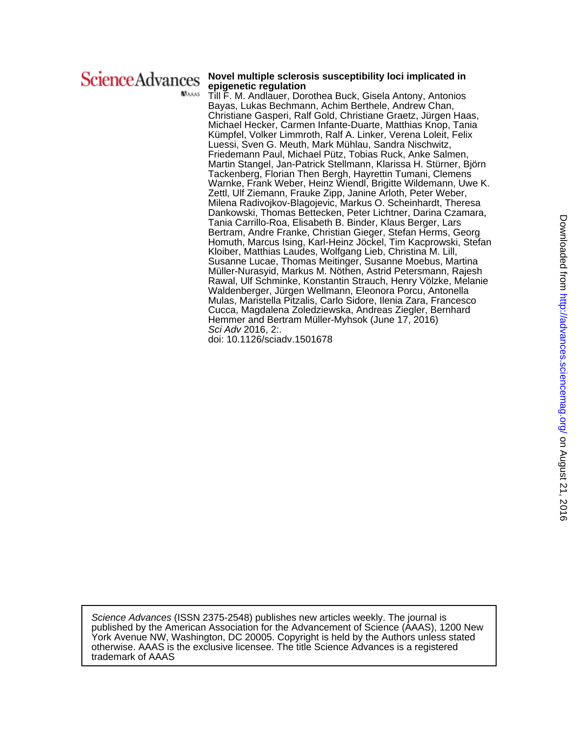**Science Advances**

**Novel multiple sclerosis susceptibility loci implicated in epigenetic regulation**

Till F. M. Andlauer, Dorothea Buck, Gisela Antony, Antonios Bayas, Lukas Bechmann, Achim Berthele, Andrew Chan, Christiane Gasperi, Ralf Gold, Christiane Graetz, Jürgen Haas, Michael Hecker, Carmen Infante-Duarte, Matthias Knop, Tania Kümpfel, Volker Limmroth, Ralf A. Linker, Verena Loleit, Felix Luessi, Sven G. Meuth, Mark Mühlau, Sandra Nischwitz, Friedemann Paul, Michael Pütz, Tobias Ruck, Anke Salmen, Martin Stangel, Jan-Patrick Stellmann, Klarissa H. Stürner, Björn Tackenberg, Florian Then Bergh, Hayrettin Tumani, Clemens Warnke, Frank Weber, Heinz Wiendl, Brigitte Wildemann, Uwe K. Zettl, Ulf Ziemann, Frauke Zipp, Janine Arloth, Peter Weber, Milena Radivojkov-Blagojevic, Markus O. Scheinhardt, Theresa Dankowski, Thomas Bettecken, Peter Lichtner, Darina Czamara, Tania Carrillo-Roa, Elisabeth B. Binder, Klaus Berger, Lars Bertram, Andre Franke, Christian Gieger, Stefan Herms, Georg Homuth, Marcus Ising, Karl-Heinz Jöckel, Tim Kacprowski, Stefan Kloiber, Matthias Laudes, Wolfgang Lieb, Christina M. Lill, Susanne Lucae, Thomas Meitinger, Susanne Moebus, Martina Müller-Nurasyid, Markus M. Nöthen, Astrid Petersmann, Rajesh Rawal, Ulf Schminke, Konstantin Strauch, Henry Völzke, Melanie Waldenberger, Jürgen Wellmann, Eleonora Porcu, Antonella Mulas, Maristella Pitzalis, Carlo Sidore, Ilenia Zara, Francesco Cucca, Magdalena Zoledziewska, Andreas Ziegler, Bernhard Hemmer and Bertram Müller-Myhsok (June 17, 2016)
*Sci Adv* 2016, 2:.
doi: 10.1126/sciadv.1501678

*Science Advances* (ISSN 2375-2548) publishes new articles weekly. The journal is published by the American Association for the Advancement of Science (AAAS), 1200 New York Avenue NW, Washington, DC 20005. Copyright is held by the Authors unless stated otherwise. AAAS is the exclusive licensee. The title Science Advances is a registered trademark of AAAS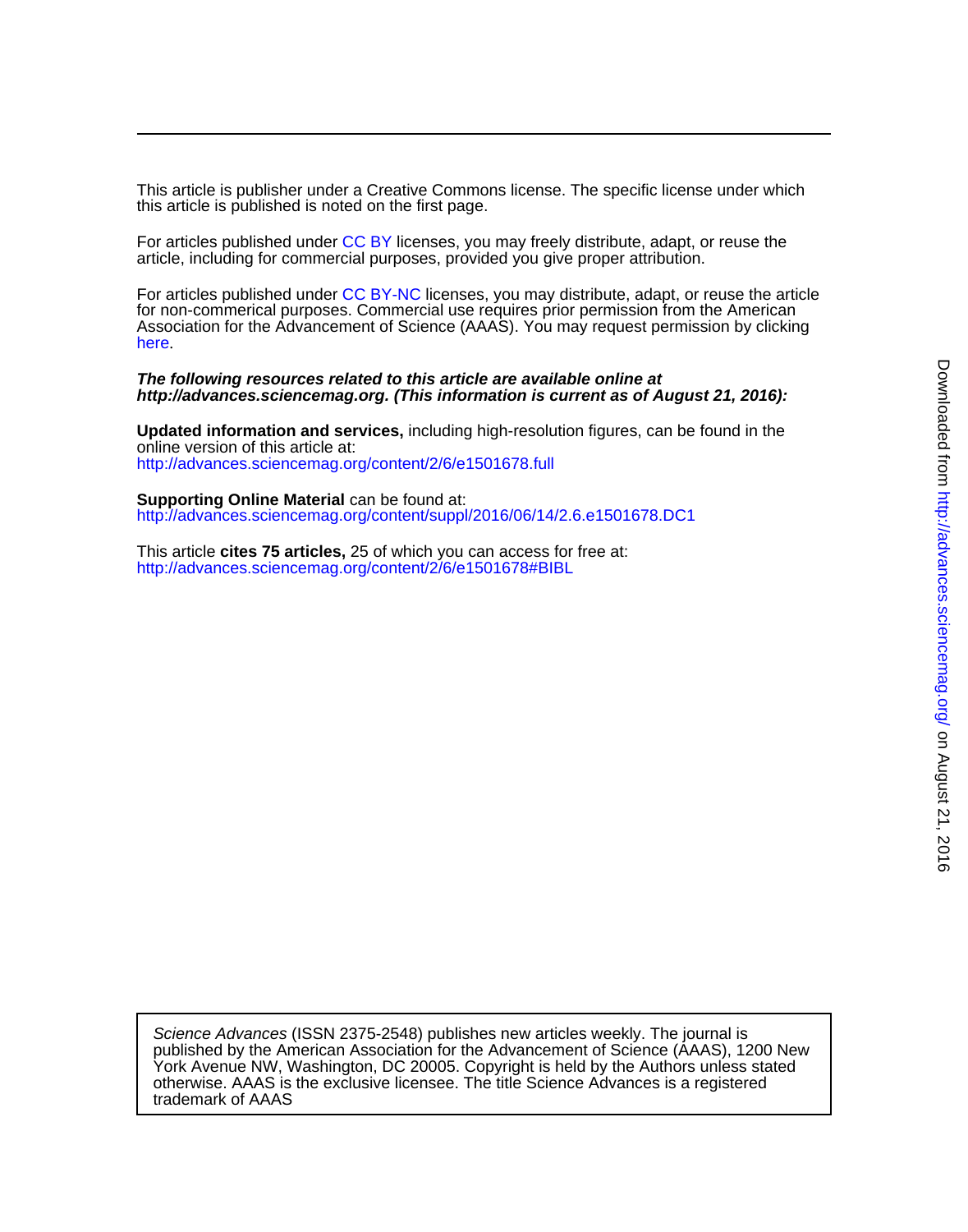This article is publisher under a Creative Commons license. The specific license under which this article is published is noted on the first page.

For articles published under CC BY licenses, you may freely distribute, adapt, or reuse the article, including for commercial purposes, provided you give proper attribution.

For articles published under CC BY-NC licenses, you may distribute, adapt, or reuse the article for non-commerical purposes. Commercial use requires prior permission from the American Association for the Advancement of Science (AAAS). You may request permission by clicking here.

***The following resources related to this article are available online at http://advances.sciencemag.org. (This information is current as of August 21, 2016):***

**Updated information and services,** including high-resolution figures, can be found in the online version of this article at:
http://advances.sciencemag.org/content/2/6/e1501678.full

**Supporting Online Material** can be found at:
http://advances.sciencemag.org/content/suppl/2016/06/14/2.6.e1501678.DC1

This article **cites 75 articles,** 25 of which you can access for free at:
http://advances.sciencemag.org/content/2/6/e1501678#BIBL

*Science Advances* (ISSN 2375-2548) publishes new articles weekly. The journal is published by the American Association for the Advancement of Science (AAAS), 1200 New York Avenue NW, Washington, DC 20005. Copyright is held by the Authors unless stated otherwise. AAAS is the exclusive licensee. The title Science Advances is a registered trademark of AAAS

Downloaded from http://advances.sciencemag.org/ on August 21, 2016